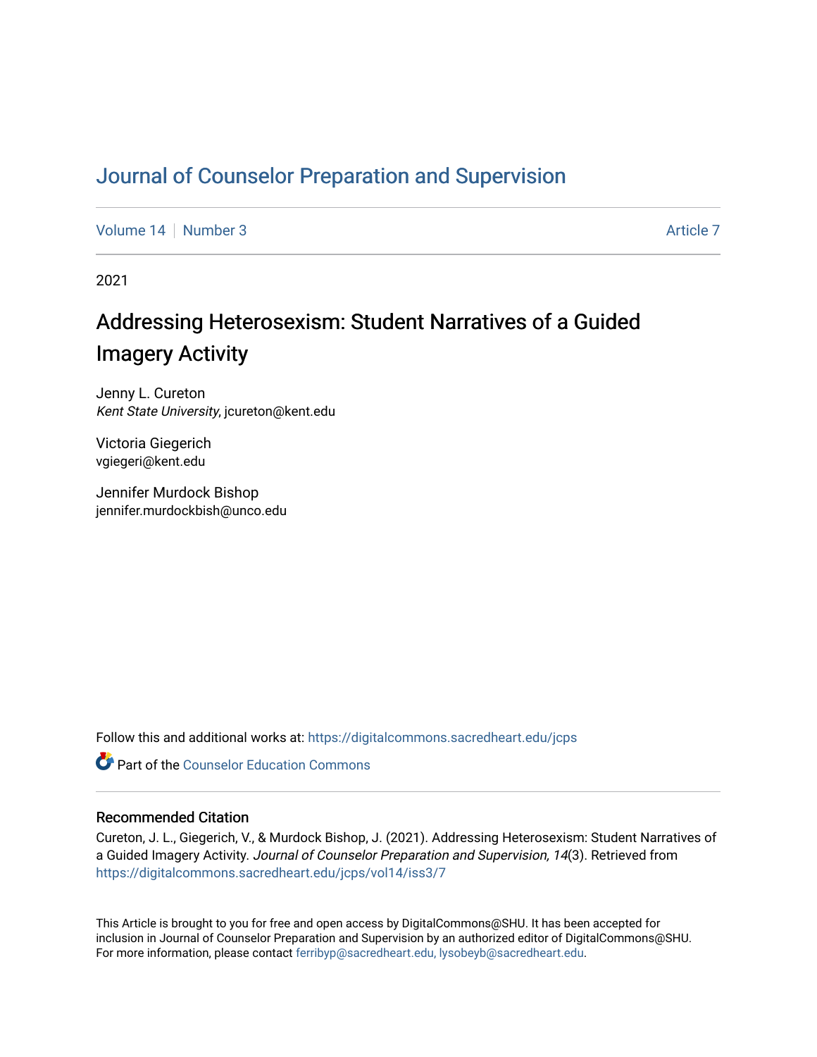# Journal of Counselor Preparation and Supervision

Volume 14 | Number 3 Article 7

2021

## Addressing Heterosexism: Student Narratives of a Guided Imagery Activity

Jenny L. Cureton
*Kent State University*, jcureton@kent.edu

Victoria Giegerich
vgiegeri@kent.edu

Jennifer Murdock Bishop
jennifer.murdockbish@unco.edu

Follow this and additional works at: https://digitalcommons.sacredheart.edu/jcps

Part of the Counselor Education Commons

### Recommended Citation

Cureton, J. L., Giegerich, V., & Murdock Bishop, J. (2021). Addressing Heterosexism: Student Narratives of a Guided Imagery Activity. *Journal of Counselor Preparation and Supervision, 14*(3). Retrieved from https://digitalcommons.sacredheart.edu/jcps/vol14/iss3/7

This Article is brought to you for free and open access by DigitalCommons@SHU. It has been accepted for inclusion in Journal of Counselor Preparation and Supervision by an authorized editor of DigitalCommons@SHU. For more information, please contact ferribyp@sacredheart.edu, lysobeyb@sacredheart.edu.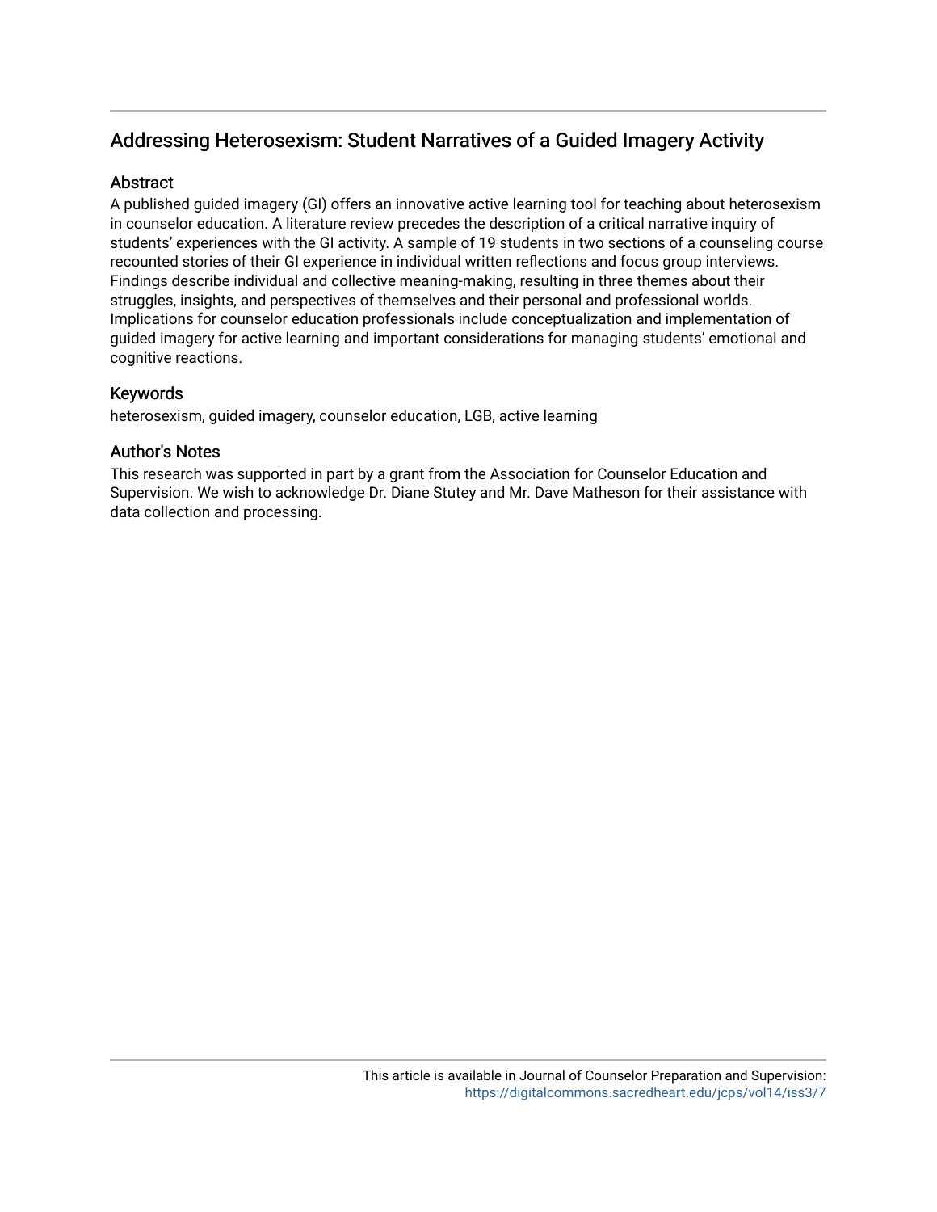# Addressing Heterosexism: Student Narratives of a Guided Imagery Activity

## Abstract

A published guided imagery (GI) offers an innovative active learning tool for teaching about heterosexism in counselor education. A literature review precedes the description of a critical narrative inquiry of students' experiences with the GI activity. A sample of 19 students in two sections of a counseling course recounted stories of their GI experience in individual written reflections and focus group interviews. Findings describe individual and collective meaning-making, resulting in three themes about their struggles, insights, and perspectives of themselves and their personal and professional worlds. Implications for counselor education professionals include conceptualization and implementation of guided imagery for active learning and important considerations for managing students' emotional and cognitive reactions.

## Keywords

heterosexism, guided imagery, counselor education, LGB, active learning

## Author's Notes

This research was supported in part by a grant from the Association for Counselor Education and Supervision. We wish to acknowledge Dr. Diane Stutey and Mr. Dave Matheson for their assistance with data collection and processing.

This article is available in Journal of Counselor Preparation and Supervision: https://digitalcommons.sacredheart.edu/jcps/vol14/iss3/7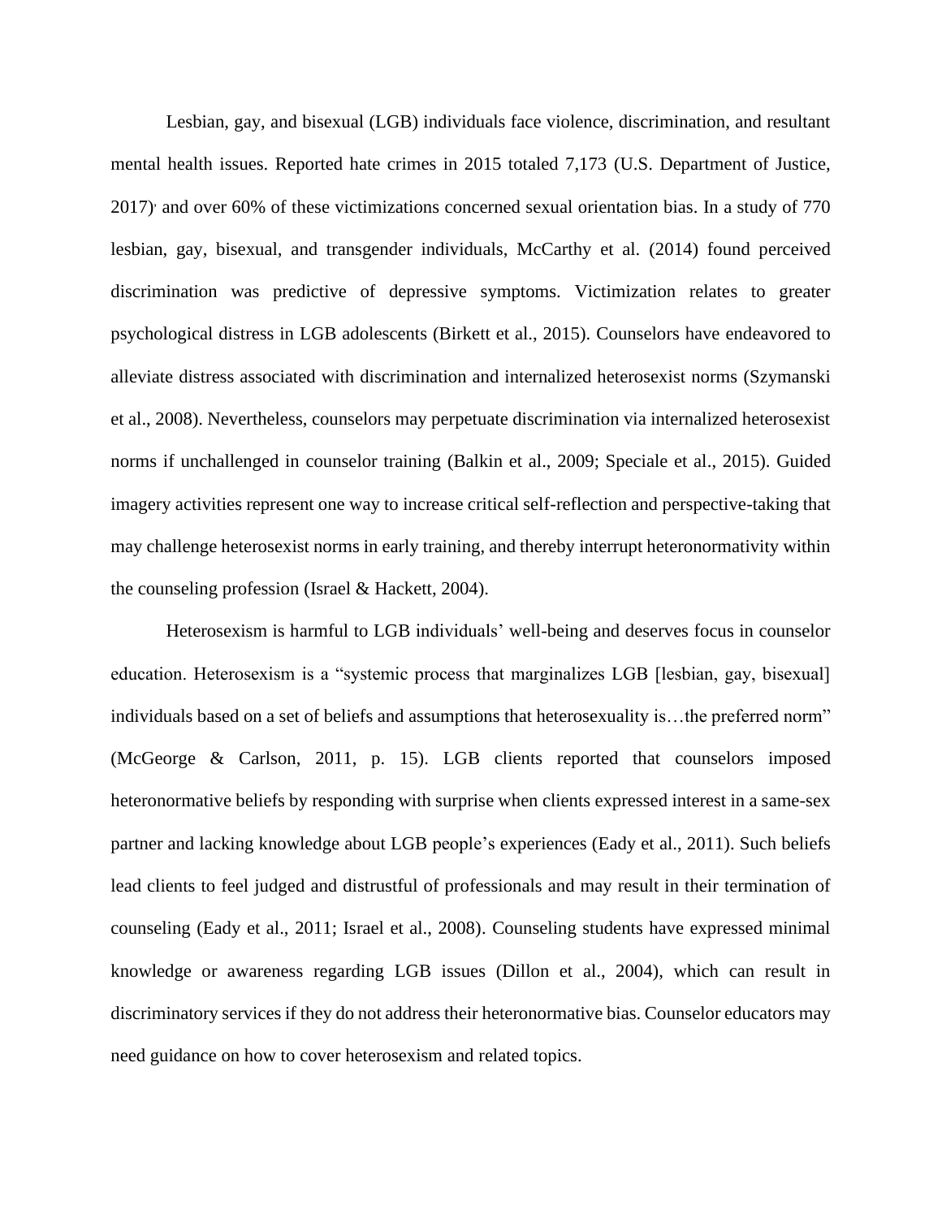Lesbian, gay, and bisexual (LGB) individuals face violence, discrimination, and resultant mental health issues. Reported hate crimes in 2015 totaled 7,173 (U.S. Department of Justice, 2017), and over 60% of these victimizations concerned sexual orientation bias. In a study of 770 lesbian, gay, bisexual, and transgender individuals, McCarthy et al. (2014) found perceived discrimination was predictive of depressive symptoms. Victimization relates to greater psychological distress in LGB adolescents (Birkett et al., 2015). Counselors have endeavored to alleviate distress associated with discrimination and internalized heterosexist norms (Szymanski et al., 2008). Nevertheless, counselors may perpetuate discrimination via internalized heterosexist norms if unchallenged in counselor training (Balkin et al., 2009; Speciale et al., 2015). Guided imagery activities represent one way to increase critical self-reflection and perspective-taking that may challenge heterosexist norms in early training, and thereby interrupt heteronormativity within the counseling profession (Israel & Hackett, 2004).

Heterosexism is harmful to LGB individuals' well-being and deserves focus in counselor education. Heterosexism is a "systemic process that marginalizes LGB [lesbian, gay, bisexual] individuals based on a set of beliefs and assumptions that heterosexuality is…the preferred norm" (McGeorge & Carlson, 2011, p. 15). LGB clients reported that counselors imposed heteronormative beliefs by responding with surprise when clients expressed interest in a same-sex partner and lacking knowledge about LGB people's experiences (Eady et al., 2011). Such beliefs lead clients to feel judged and distrustful of professionals and may result in their termination of counseling (Eady et al., 2011; Israel et al., 2008). Counseling students have expressed minimal knowledge or awareness regarding LGB issues (Dillon et al., 2004), which can result in discriminatory services if they do not address their heteronormative bias. Counselor educators may need guidance on how to cover heterosexism and related topics.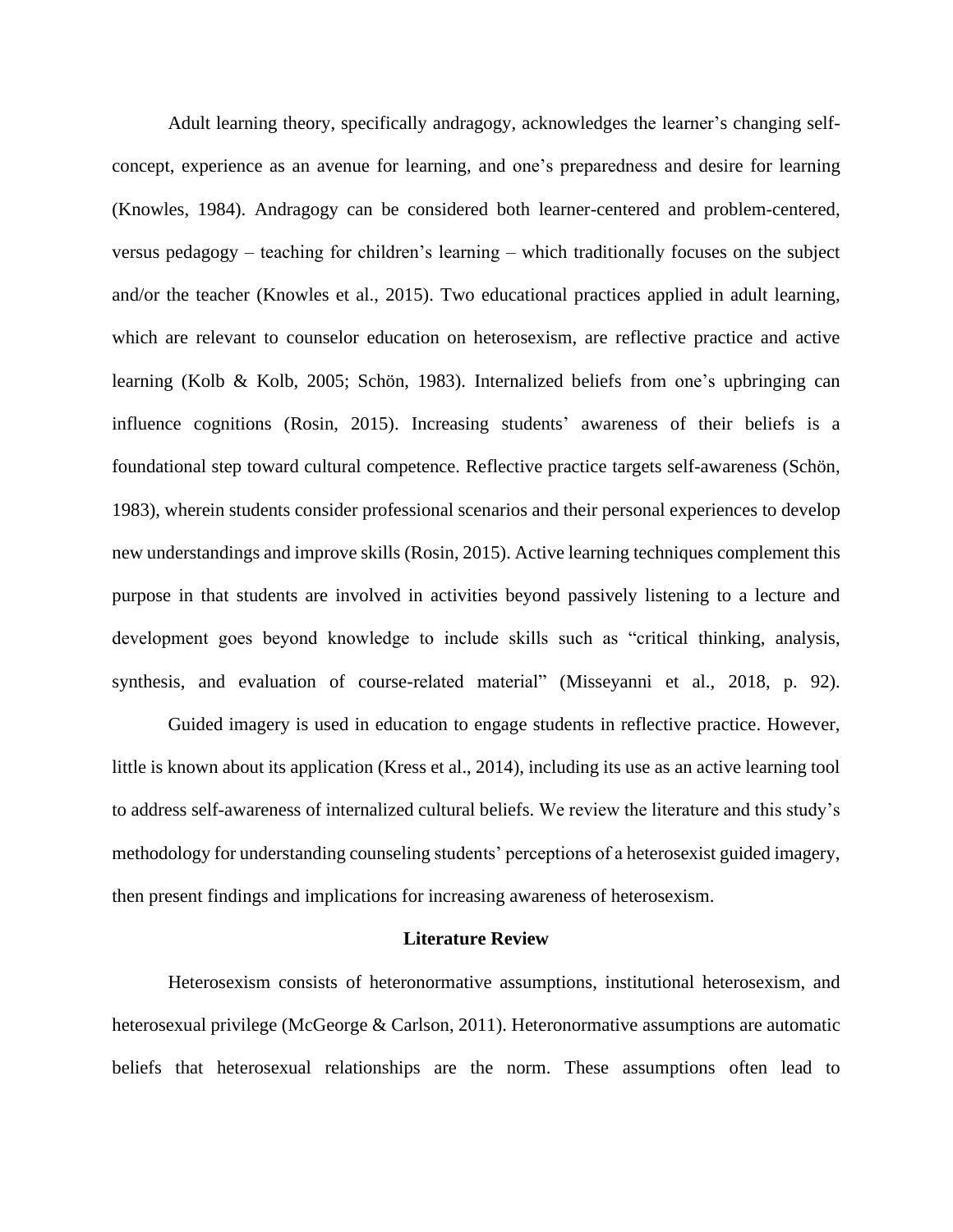Adult learning theory, specifically andragogy, acknowledges the learner's changing self-concept, experience as an avenue for learning, and one's preparedness and desire for learning (Knowles, 1984). Andragogy can be considered both learner-centered and problem-centered, versus pedagogy – teaching for children's learning – which traditionally focuses on the subject and/or the teacher (Knowles et al., 2015). Two educational practices applied in adult learning, which are relevant to counselor education on heterosexism, are reflective practice and active learning (Kolb & Kolb, 2005; Schön, 1983). Internalized beliefs from one's upbringing can influence cognitions (Rosin, 2015). Increasing students' awareness of their beliefs is a foundational step toward cultural competence. Reflective practice targets self-awareness (Schön, 1983), wherein students consider professional scenarios and their personal experiences to develop new understandings and improve skills (Rosin, 2015). Active learning techniques complement this purpose in that students are involved in activities beyond passively listening to a lecture and development goes beyond knowledge to include skills such as "critical thinking, analysis, synthesis, and evaluation of course-related material" (Misseyanni et al., 2018, p. 92).

Guided imagery is used in education to engage students in reflective practice. However, little is known about its application (Kress et al., 2014), including its use as an active learning tool to address self-awareness of internalized cultural beliefs. We review the literature and this study's methodology for understanding counseling students' perceptions of a heterosexist guided imagery, then present findings and implications for increasing awareness of heterosexism.

## Literature Review

Heterosexism consists of heteronormative assumptions, institutional heterosexism, and heterosexual privilege (McGeorge & Carlson, 2011). Heteronormative assumptions are automatic beliefs that heterosexual relationships are the norm. These assumptions often lead to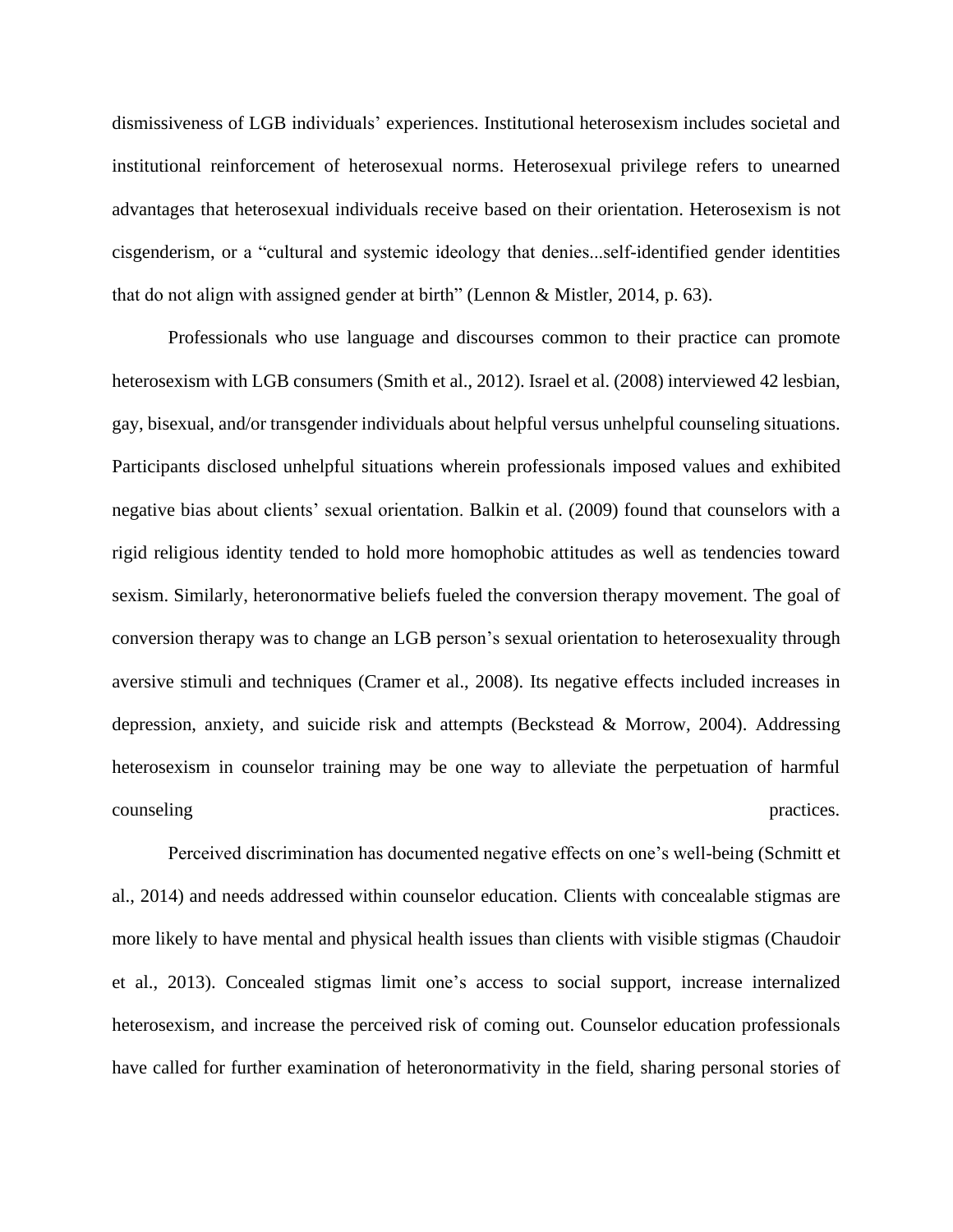dismissiveness of LGB individuals' experiences. Institutional heterosexism includes societal and institutional reinforcement of heterosexual norms. Heterosexual privilege refers to unearned advantages that heterosexual individuals receive based on their orientation. Heterosexism is not cisgenderism, or a "cultural and systemic ideology that denies...self-identified gender identities that do not align with assigned gender at birth" (Lennon & Mistler, 2014, p. 63).

Professionals who use language and discourses common to their practice can promote heterosexism with LGB consumers (Smith et al., 2012). Israel et al. (2008) interviewed 42 lesbian, gay, bisexual, and/or transgender individuals about helpful versus unhelpful counseling situations. Participants disclosed unhelpful situations wherein professionals imposed values and exhibited negative bias about clients' sexual orientation. Balkin et al. (2009) found that counselors with a rigid religious identity tended to hold more homophobic attitudes as well as tendencies toward sexism. Similarly, heteronormative beliefs fueled the conversion therapy movement. The goal of conversion therapy was to change an LGB person's sexual orientation to heterosexuality through aversive stimuli and techniques (Cramer et al., 2008). Its negative effects included increases in depression, anxiety, and suicide risk and attempts (Beckstead & Morrow, 2004). Addressing heterosexism in counselor training may be one way to alleviate the perpetuation of harmful counseling practices.

Perceived discrimination has documented negative effects on one's well-being (Schmitt et al., 2014) and needs addressed within counselor education. Clients with concealable stigmas are more likely to have mental and physical health issues than clients with visible stigmas (Chaudoir et al., 2013). Concealed stigmas limit one's access to social support, increase internalized heterosexism, and increase the perceived risk of coming out. Counselor education professionals have called for further examination of heteronormativity in the field, sharing personal stories of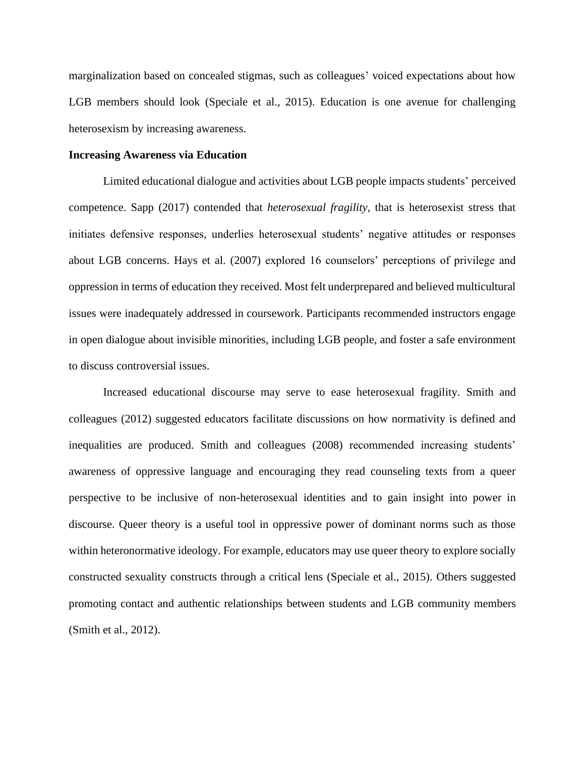marginalization based on concealed stigmas, such as colleagues' voiced expectations about how LGB members should look (Speciale et al., 2015). Education is one avenue for challenging heterosexism by increasing awareness.

**Increasing Awareness via Education**

Limited educational dialogue and activities about LGB people impacts students' perceived competence. Sapp (2017) contended that *heterosexual fragility*, that is heterosexist stress that initiates defensive responses, underlies heterosexual students' negative attitudes or responses about LGB concerns. Hays et al. (2007) explored 16 counselors' perceptions of privilege and oppression in terms of education they received. Most felt underprepared and believed multicultural issues were inadequately addressed in coursework. Participants recommended instructors engage in open dialogue about invisible minorities, including LGB people, and foster a safe environment to discuss controversial issues.

Increased educational discourse may serve to ease heterosexual fragility. Smith and colleagues (2012) suggested educators facilitate discussions on how normativity is defined and inequalities are produced. Smith and colleagues (2008) recommended increasing students' awareness of oppressive language and encouraging they read counseling texts from a queer perspective to be inclusive of non-heterosexual identities and to gain insight into power in discourse. Queer theory is a useful tool in oppressive power of dominant norms such as those within heteronormative ideology. For example, educators may use queer theory to explore socially constructed sexuality constructs through a critical lens (Speciale et al., 2015). Others suggested promoting contact and authentic relationships between students and LGB community members (Smith et al., 2012).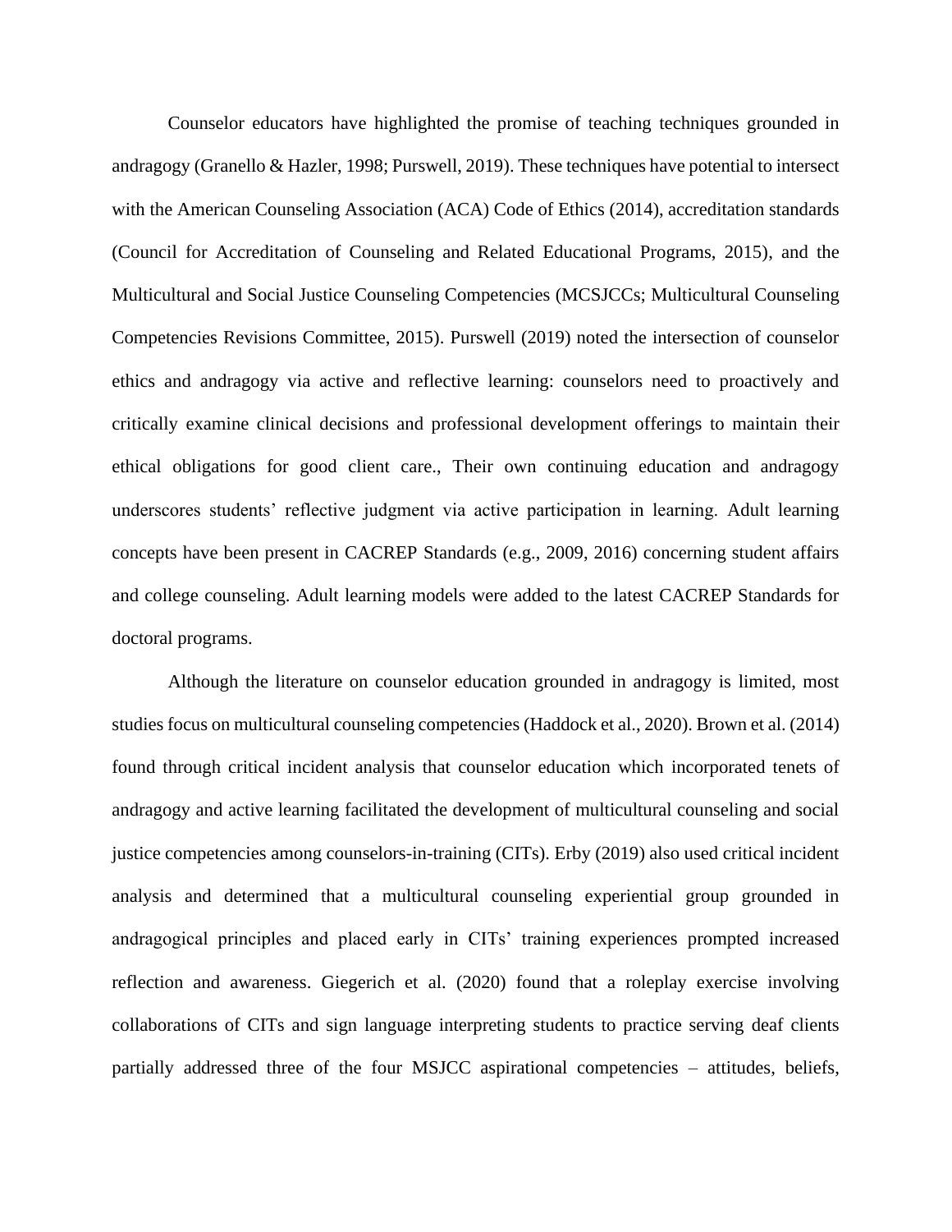Counselor educators have highlighted the promise of teaching techniques grounded in andragogy (Granello & Hazler, 1998; Purswell, 2019). These techniques have potential to intersect with the American Counseling Association (ACA) Code of Ethics (2014), accreditation standards (Council for Accreditation of Counseling and Related Educational Programs, 2015), and the Multicultural and Social Justice Counseling Competencies (MCSJCCs; Multicultural Counseling Competencies Revisions Committee, 2015). Purswell (2019) noted the intersection of counselor ethics and andragogy via active and reflective learning: counselors need to proactively and critically examine clinical decisions and professional development offerings to maintain their ethical obligations for good client care., Their own continuing education and andragogy underscores students' reflective judgment via active participation in learning. Adult learning concepts have been present in CACREP Standards (e.g., 2009, 2016) concerning student affairs and college counseling. Adult learning models were added to the latest CACREP Standards for doctoral programs.

Although the literature on counselor education grounded in andragogy is limited, most studies focus on multicultural counseling competencies (Haddock et al., 2020). Brown et al. (2014) found through critical incident analysis that counselor education which incorporated tenets of andragogy and active learning facilitated the development of multicultural counseling and social justice competencies among counselors-in-training (CITs). Erby (2019) also used critical incident analysis and determined that a multicultural counseling experiential group grounded in andragogical principles and placed early in CITs' training experiences prompted increased reflection and awareness. Giegerich et al. (2020) found that a roleplay exercise involving collaborations of CITs and sign language interpreting students to practice serving deaf clients partially addressed three of the four MSJCC aspirational competencies – attitudes, beliefs,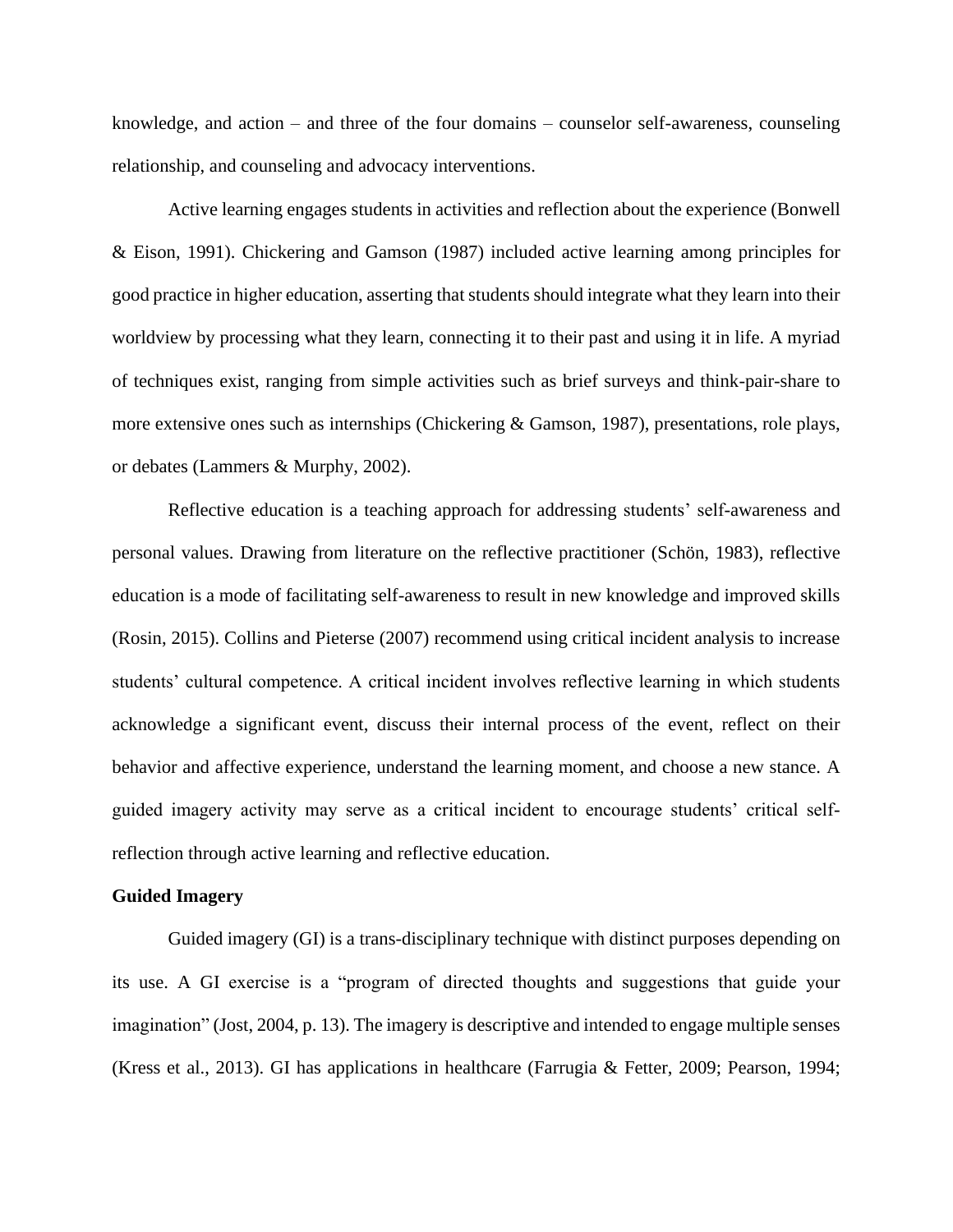knowledge, and action – and three of the four domains – counselor self-awareness, counseling relationship, and counseling and advocacy interventions.

Active learning engages students in activities and reflection about the experience (Bonwell & Eison, 1991). Chickering and Gamson (1987) included active learning among principles for good practice in higher education, asserting that students should integrate what they learn into their worldview by processing what they learn, connecting it to their past and using it in life. A myriad of techniques exist, ranging from simple activities such as brief surveys and think-pair-share to more extensive ones such as internships (Chickering & Gamson, 1987), presentations, role plays, or debates (Lammers & Murphy, 2002).

Reflective education is a teaching approach for addressing students' self-awareness and personal values. Drawing from literature on the reflective practitioner (Schön, 1983), reflective education is a mode of facilitating self-awareness to result in new knowledge and improved skills (Rosin, 2015). Collins and Pieterse (2007) recommend using critical incident analysis to increase students' cultural competence. A critical incident involves reflective learning in which students acknowledge a significant event, discuss their internal process of the event, reflect on their behavior and affective experience, understand the learning moment, and choose a new stance. A guided imagery activity may serve as a critical incident to encourage students' critical self-reflection through active learning and reflective education.

**Guided Imagery**

Guided imagery (GI) is a trans-disciplinary technique with distinct purposes depending on its use. A GI exercise is a "program of directed thoughts and suggestions that guide your imagination" (Jost, 2004, p. 13). The imagery is descriptive and intended to engage multiple senses (Kress et al., 2013). GI has applications in healthcare (Farrugia & Fetter, 2009; Pearson, 1994;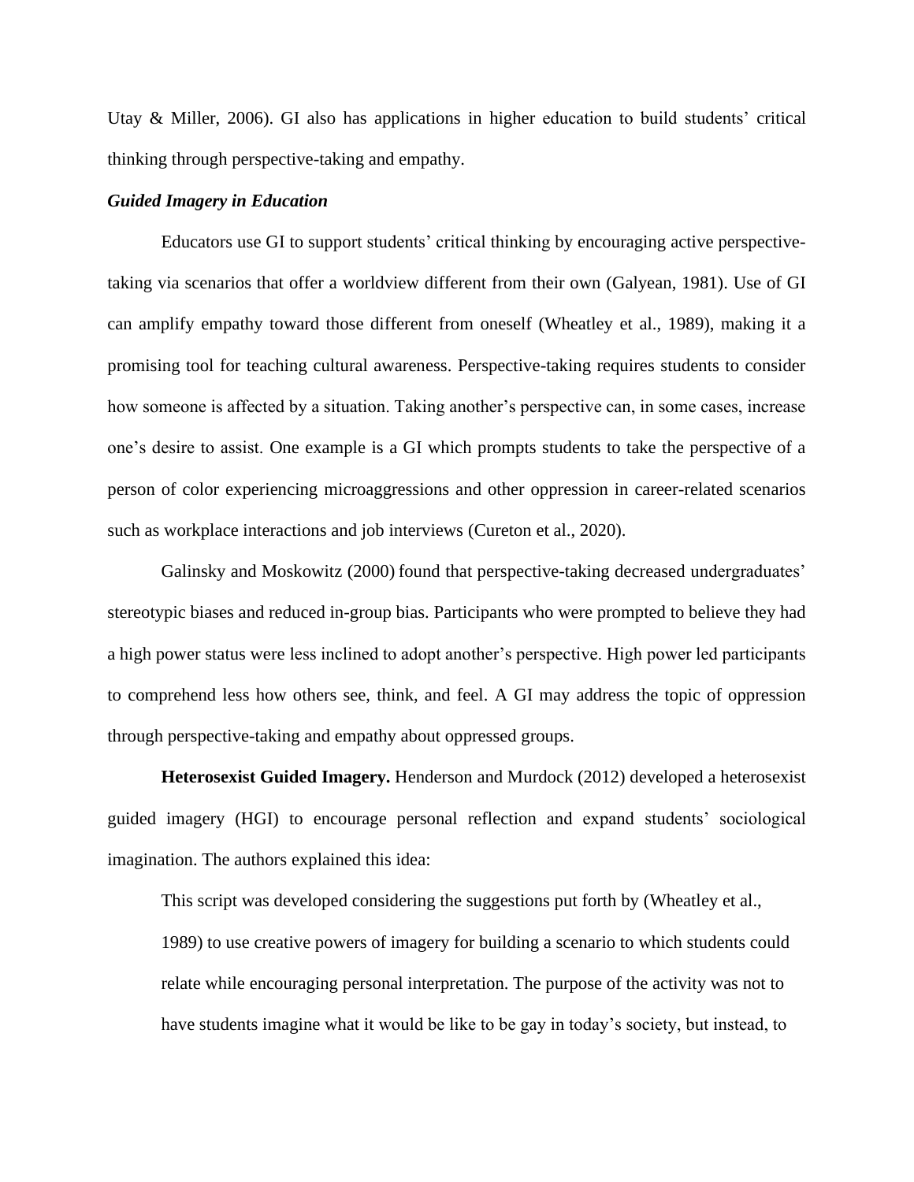Utay & Miller, 2006). GI also has applications in higher education to build students' critical thinking through perspective-taking and empathy.

### *Guided Imagery in Education*

Educators use GI to support students' critical thinking by encouraging active perspective-taking via scenarios that offer a worldview different from their own (Galyean, 1981). Use of GI can amplify empathy toward those different from oneself (Wheatley et al., 1989), making it a promising tool for teaching cultural awareness. Perspective-taking requires students to consider how someone is affected by a situation. Taking another's perspective can, in some cases, increase one's desire to assist. One example is a GI which prompts students to take the perspective of a person of color experiencing microaggressions and other oppression in career-related scenarios such as workplace interactions and job interviews (Cureton et al., 2020).

Galinsky and Moskowitz (2000) found that perspective-taking decreased undergraduates' stereotypic biases and reduced in-group bias. Participants who were prompted to believe they had a high power status were less inclined to adopt another's perspective. High power led participants to comprehend less how others see, think, and feel. A GI may address the topic of oppression through perspective-taking and empathy about oppressed groups.

**Heterosexist Guided Imagery.** Henderson and Murdock (2012) developed a heterosexist guided imagery (HGI) to encourage personal reflection and expand students' sociological imagination. The authors explained this idea:

> This script was developed considering the suggestions put forth by (Wheatley et al., 1989) to use creative powers of imagery for building a scenario to which students could relate while encouraging personal interpretation. The purpose of the activity was not to have students imagine what it would be like to be gay in today's society, but instead, to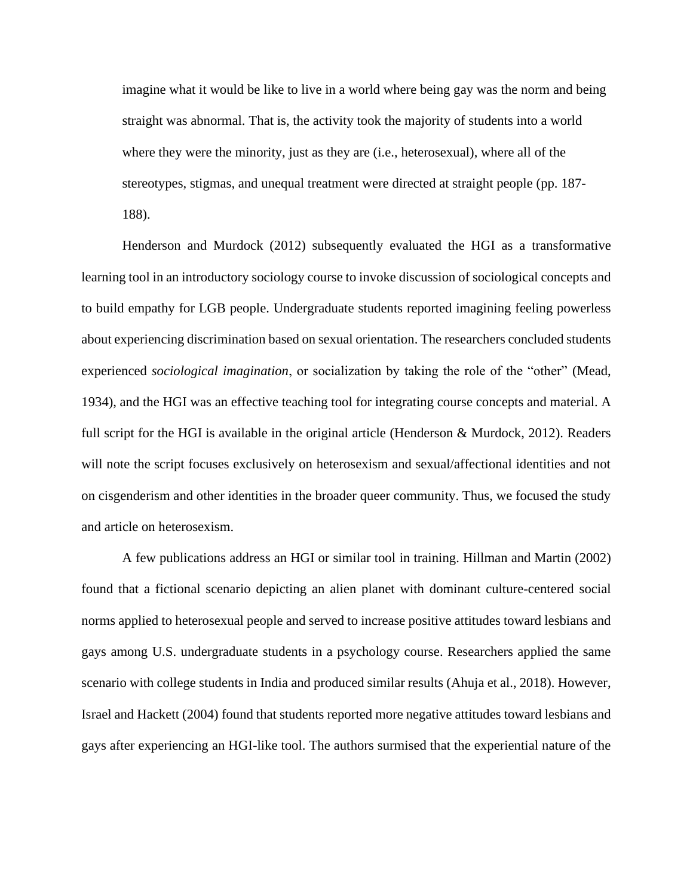> imagine what it would be like to live in a world where being gay was the norm and being straight was abnormal. That is, the activity took the majority of students into a world where they were the minority, just as they are (i.e., heterosexual), where all of the stereotypes, stigmas, and unequal treatment were directed at straight people (pp. 187-188).

Henderson and Murdock (2012) subsequently evaluated the HGI as a transformative learning tool in an introductory sociology course to invoke discussion of sociological concepts and to build empathy for LGB people. Undergraduate students reported imagining feeling powerless about experiencing discrimination based on sexual orientation. The researchers concluded students experienced *sociological imagination*, or socialization by taking the role of the "other" (Mead, 1934), and the HGI was an effective teaching tool for integrating course concepts and material. A full script for the HGI is available in the original article (Henderson & Murdock, 2012). Readers will note the script focuses exclusively on heterosexism and sexual/affectional identities and not on cisgenderism and other identities in the broader queer community. Thus, we focused the study and article on heterosexism.

A few publications address an HGI or similar tool in training. Hillman and Martin (2002) found that a fictional scenario depicting an alien planet with dominant culture-centered social norms applied to heterosexual people and served to increase positive attitudes toward lesbians and gays among U.S. undergraduate students in a psychology course. Researchers applied the same scenario with college students in India and produced similar results (Ahuja et al., 2018). However, Israel and Hackett (2004) found that students reported more negative attitudes toward lesbians and gays after experiencing an HGI-like tool. The authors surmised that the experiential nature of the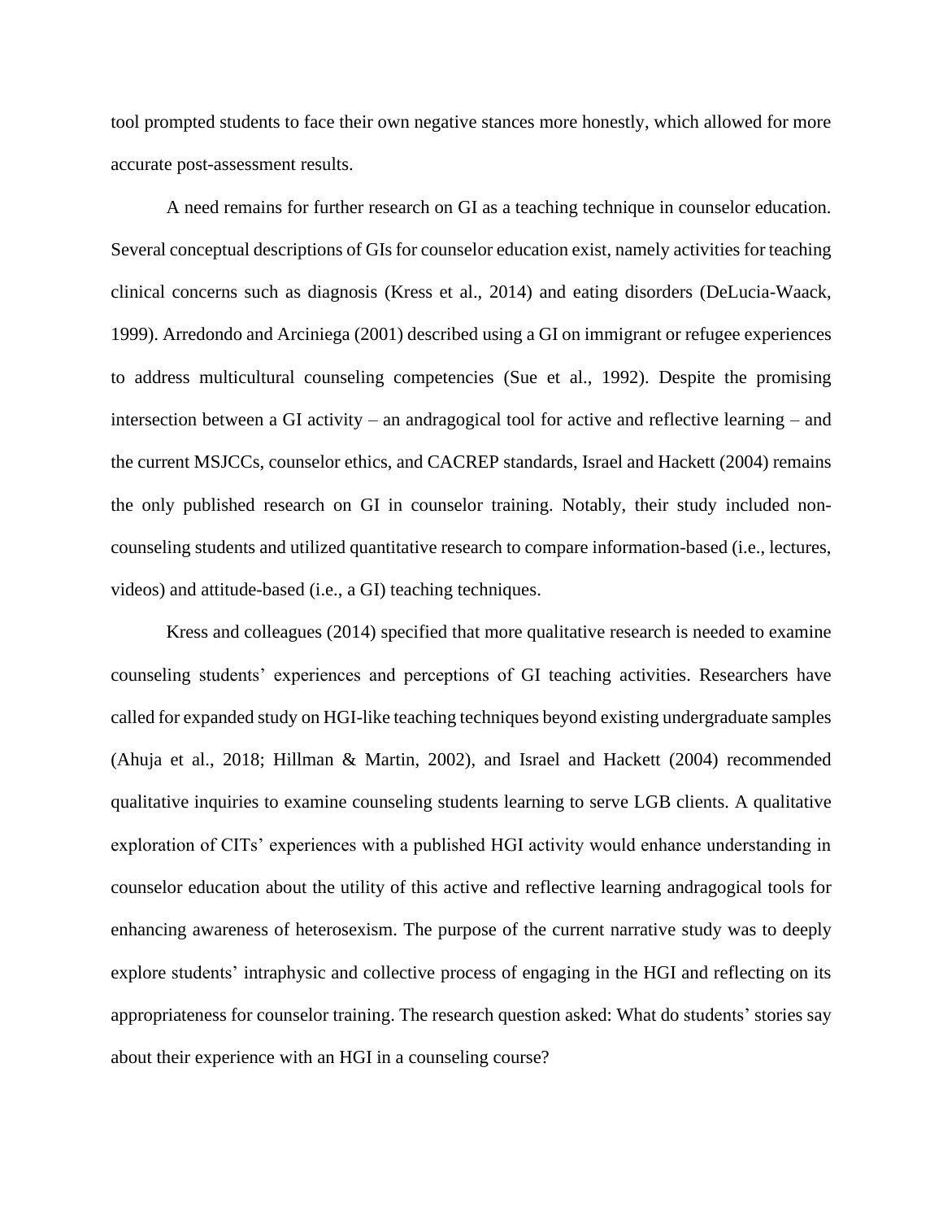tool prompted students to face their own negative stances more honestly, which allowed for more accurate post-assessment results.

A need remains for further research on GI as a teaching technique in counselor education. Several conceptual descriptions of GIs for counselor education exist, namely activities for teaching clinical concerns such as diagnosis (Kress et al., 2014) and eating disorders (DeLucia-Waack, 1999). Arredondo and Arciniega (2001) described using a GI on immigrant or refugee experiences to address multicultural counseling competencies (Sue et al., 1992). Despite the promising intersection between a GI activity – an andragogical tool for active and reflective learning – and the current MSJCCs, counselor ethics, and CACREP standards, Israel and Hackett (2004) remains the only published research on GI in counselor training. Notably, their study included non-counseling students and utilized quantitative research to compare information-based (i.e., lectures, videos) and attitude-based (i.e., a GI) teaching techniques.

Kress and colleagues (2014) specified that more qualitative research is needed to examine counseling students' experiences and perceptions of GI teaching activities. Researchers have called for expanded study on HGI-like teaching techniques beyond existing undergraduate samples (Ahuja et al., 2018; Hillman & Martin, 2002), and Israel and Hackett (2004) recommended qualitative inquiries to examine counseling students learning to serve LGB clients. A qualitative exploration of CITs' experiences with a published HGI activity would enhance understanding in counselor education about the utility of this active and reflective learning andragogical tools for enhancing awareness of heterosexism. The purpose of the current narrative study was to deeply explore students' intraphysic and collective process of engaging in the HGI and reflecting on its appropriateness for counselor training. The research question asked: What do students' stories say about their experience with an HGI in a counseling course?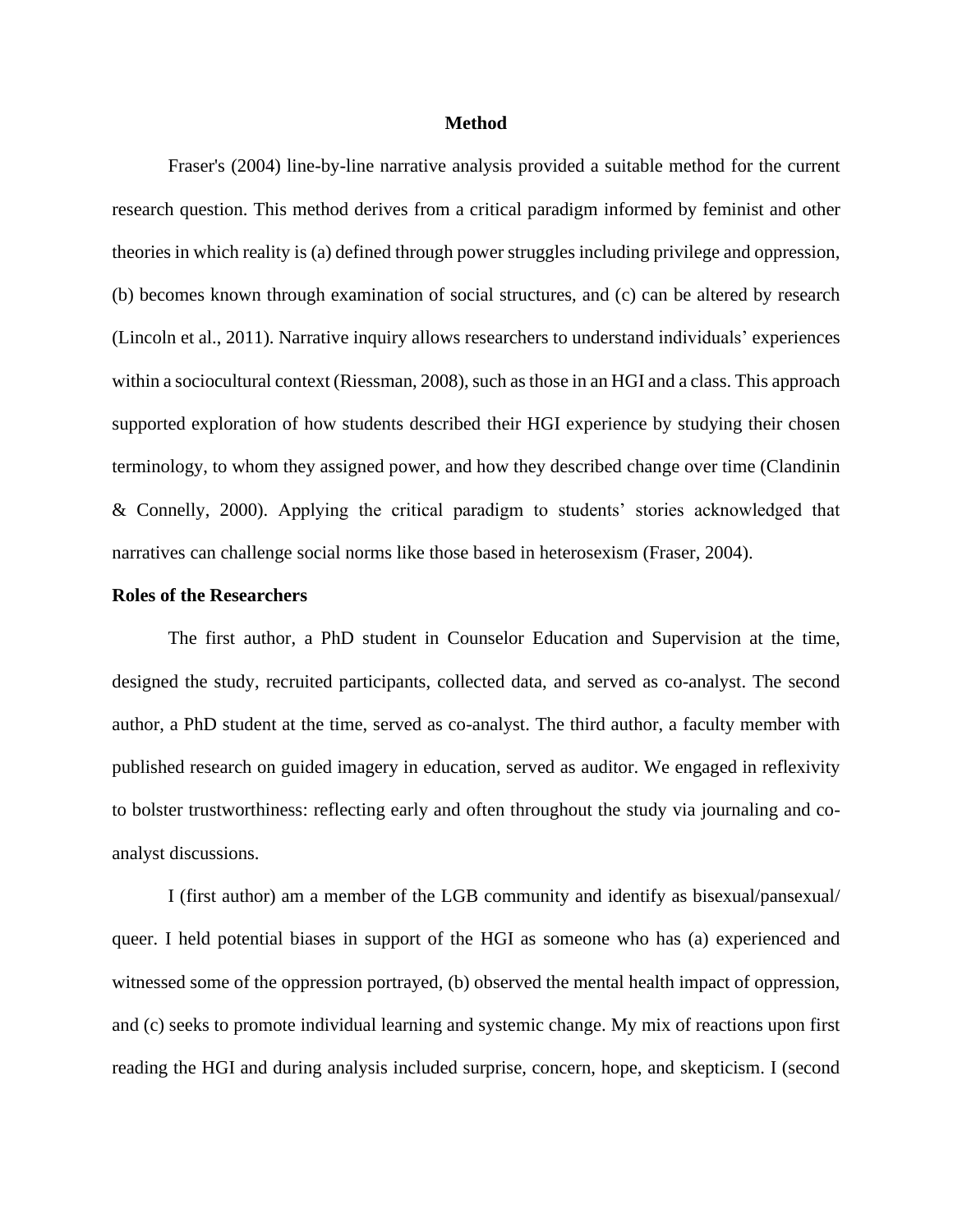# Method

Fraser's (2004) line-by-line narrative analysis provided a suitable method for the current research question. This method derives from a critical paradigm informed by feminist and other theories in which reality is (a) defined through power struggles including privilege and oppression, (b) becomes known through examination of social structures, and (c) can be altered by research (Lincoln et al., 2011). Narrative inquiry allows researchers to understand individuals' experiences within a sociocultural context (Riessman, 2008), such as those in an HGI and a class. This approach supported exploration of how students described their HGI experience by studying their chosen terminology, to whom they assigned power, and how they described change over time (Clandinin & Connelly, 2000). Applying the critical paradigm to students' stories acknowledged that narratives can challenge social norms like those based in heterosexism (Fraser, 2004).

## Roles of the Researchers

The first author, a PhD student in Counselor Education and Supervision at the time, designed the study, recruited participants, collected data, and served as co-analyst. The second author, a PhD student at the time, served as co-analyst. The third author, a faculty member with published research on guided imagery in education, served as auditor. We engaged in reflexivity to bolster trustworthiness: reflecting early and often throughout the study via journaling and co-analyst discussions.

I (first author) am a member of the LGB community and identify as bisexual/pansexual/queer. I held potential biases in support of the HGI as someone who has (a) experienced and witnessed some of the oppression portrayed, (b) observed the mental health impact of oppression, and (c) seeks to promote individual learning and systemic change. My mix of reactions upon first reading the HGI and during analysis included surprise, concern, hope, and skepticism. I (second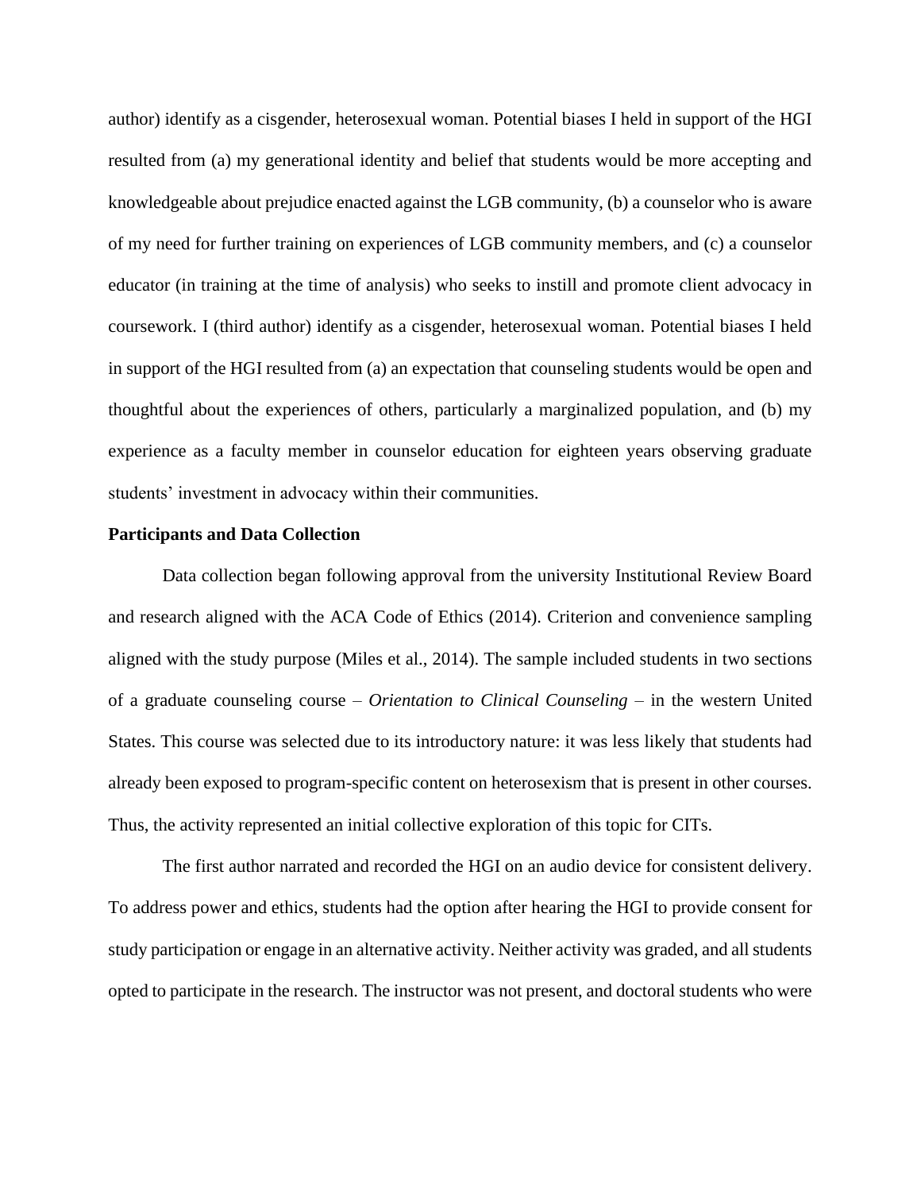author) identify as a cisgender, heterosexual woman. Potential biases I held in support of the HGI resulted from (a) my generational identity and belief that students would be more accepting and knowledgeable about prejudice enacted against the LGB community, (b) a counselor who is aware of my need for further training on experiences of LGB community members, and (c) a counselor educator (in training at the time of analysis) who seeks to instill and promote client advocacy in coursework. I (third author) identify as a cisgender, heterosexual woman. Potential biases I held in support of the HGI resulted from (a) an expectation that counseling students would be open and thoughtful about the experiences of others, particularly a marginalized population, and (b) my experience as a faculty member in counselor education for eighteen years observing graduate students' investment in advocacy within their communities.

**Participants and Data Collection**

Data collection began following approval from the university Institutional Review Board and research aligned with the ACA Code of Ethics (2014). Criterion and convenience sampling aligned with the study purpose (Miles et al., 2014). The sample included students in two sections of a graduate counseling course – *Orientation to Clinical Counseling* – in the western United States. This course was selected due to its introductory nature: it was less likely that students had already been exposed to program-specific content on heterosexism that is present in other courses. Thus, the activity represented an initial collective exploration of this topic for CITs.

The first author narrated and recorded the HGI on an audio device for consistent delivery. To address power and ethics, students had the option after hearing the HGI to provide consent for study participation or engage in an alternative activity. Neither activity was graded, and all students opted to participate in the research. The instructor was not present, and doctoral students who were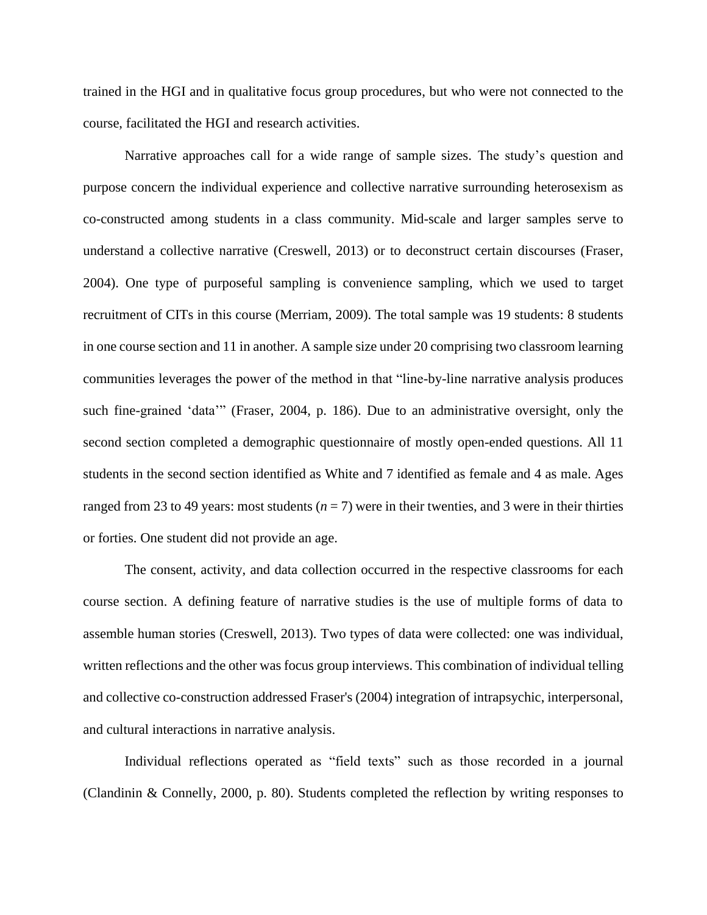trained in the HGI and in qualitative focus group procedures, but who were not connected to the course, facilitated the HGI and research activities.

Narrative approaches call for a wide range of sample sizes. The study's question and purpose concern the individual experience and collective narrative surrounding heterosexism as co-constructed among students in a class community. Mid-scale and larger samples serve to understand a collective narrative (Creswell, 2013) or to deconstruct certain discourses (Fraser, 2004). One type of purposeful sampling is convenience sampling, which we used to target recruitment of CITs in this course (Merriam, 2009). The total sample was 19 students: 8 students in one course section and 11 in another. A sample size under 20 comprising two classroom learning communities leverages the power of the method in that "line-by-line narrative analysis produces such fine-grained 'data'" (Fraser, 2004, p. 186). Due to an administrative oversight, only the second section completed a demographic questionnaire of mostly open-ended questions. All 11 students in the second section identified as White and 7 identified as female and 4 as male. Ages ranged from 23 to 49 years: most students ($n = 7$) were in their twenties, and 3 were in their thirties or forties. One student did not provide an age.

The consent, activity, and data collection occurred in the respective classrooms for each course section. A defining feature of narrative studies is the use of multiple forms of data to assemble human stories (Creswell, 2013). Two types of data were collected: one was individual, written reflections and the other was focus group interviews. This combination of individual telling and collective co-construction addressed Fraser's (2004) integration of intrapsychic, interpersonal, and cultural interactions in narrative analysis.

Individual reflections operated as "field texts" such as those recorded in a journal (Clandinin & Connelly, 2000, p. 80). Students completed the reflection by writing responses to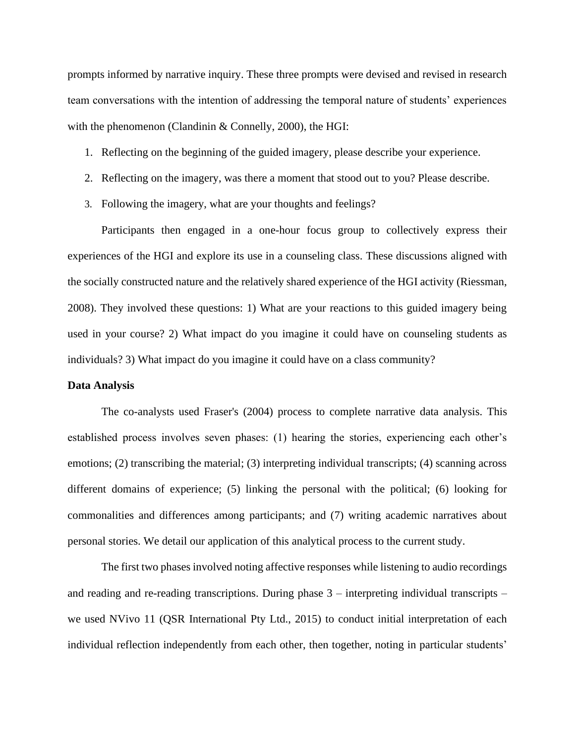prompts informed by narrative inquiry. These three prompts were devised and revised in research team conversations with the intention of addressing the temporal nature of students' experiences with the phenomenon (Clandinin & Connelly, 2000), the HGI:

1. Reflecting on the beginning of the guided imagery, please describe your experience.
2. Reflecting on the imagery, was there a moment that stood out to you? Please describe.
3. Following the imagery, what are your thoughts and feelings?

Participants then engaged in a one-hour focus group to collectively express their experiences of the HGI and explore its use in a counseling class. These discussions aligned with the socially constructed nature and the relatively shared experience of the HGI activity (Riessman, 2008). They involved these questions: 1) What are your reactions to this guided imagery being used in your course? 2) What impact do you imagine it could have on counseling students as individuals? 3) What impact do you imagine it could have on a class community?

**Data Analysis**

The co-analysts used Fraser's (2004) process to complete narrative data analysis. This established process involves seven phases: (1) hearing the stories, experiencing each other's emotions; (2) transcribing the material; (3) interpreting individual transcripts; (4) scanning across different domains of experience; (5) linking the personal with the political; (6) looking for commonalities and differences among participants; and (7) writing academic narratives about personal stories. We detail our application of this analytical process to the current study.

The first two phases involved noting affective responses while listening to audio recordings and reading and re-reading transcriptions. During phase 3 – interpreting individual transcripts – we used NVivo 11 (QSR International Pty Ltd., 2015) to conduct initial interpretation of each individual reflection independently from each other, then together, noting in particular students'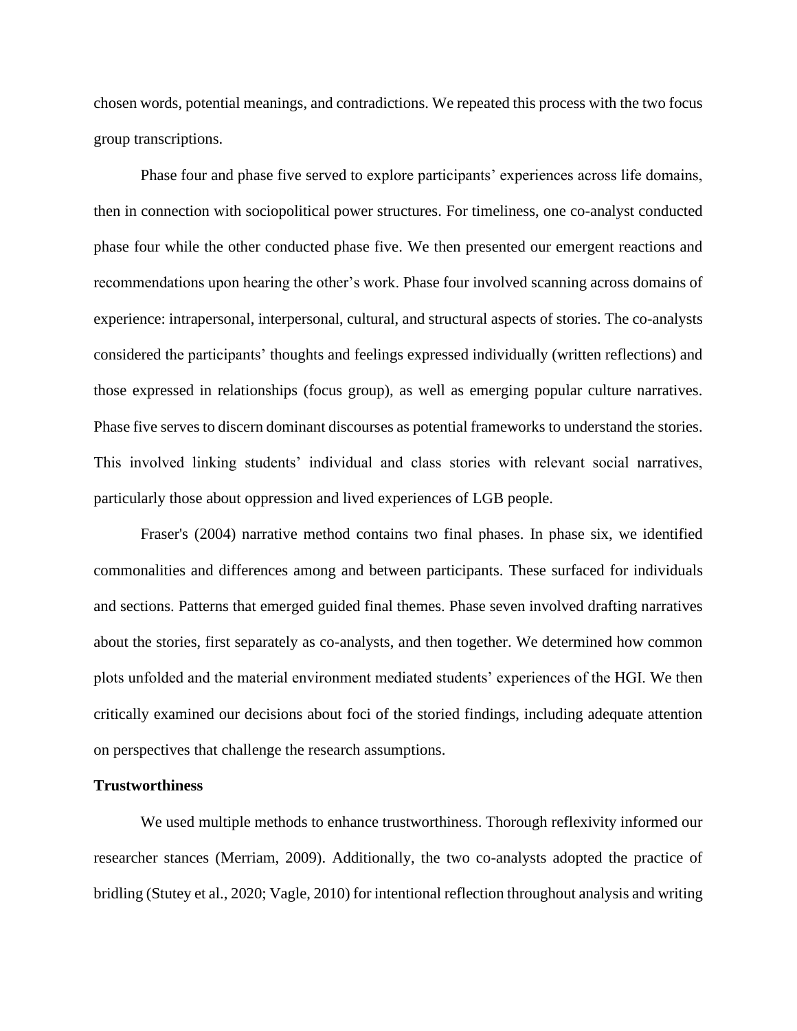chosen words, potential meanings, and contradictions. We repeated this process with the two focus group transcriptions.

Phase four and phase five served to explore participants' experiences across life domains, then in connection with sociopolitical power structures. For timeliness, one co-analyst conducted phase four while the other conducted phase five. We then presented our emergent reactions and recommendations upon hearing the other's work. Phase four involved scanning across domains of experience: intrapersonal, interpersonal, cultural, and structural aspects of stories. The co-analysts considered the participants' thoughts and feelings expressed individually (written reflections) and those expressed in relationships (focus group), as well as emerging popular culture narratives. Phase five serves to discern dominant discourses as potential frameworks to understand the stories. This involved linking students' individual and class stories with relevant social narratives, particularly those about oppression and lived experiences of LGB people.

Fraser's (2004) narrative method contains two final phases. In phase six, we identified commonalities and differences among and between participants. These surfaced for individuals and sections. Patterns that emerged guided final themes. Phase seven involved drafting narratives about the stories, first separately as co-analysts, and then together. We determined how common plots unfolded and the material environment mediated students' experiences of the HGI. We then critically examined our decisions about foci of the storied findings, including adequate attention on perspectives that challenge the research assumptions.

**Trustworthiness**

We used multiple methods to enhance trustworthiness. Thorough reflexivity informed our researcher stances (Merriam, 2009). Additionally, the two co-analysts adopted the practice of bridling (Stutey et al., 2020; Vagle, 2010) for intentional reflection throughout analysis and writing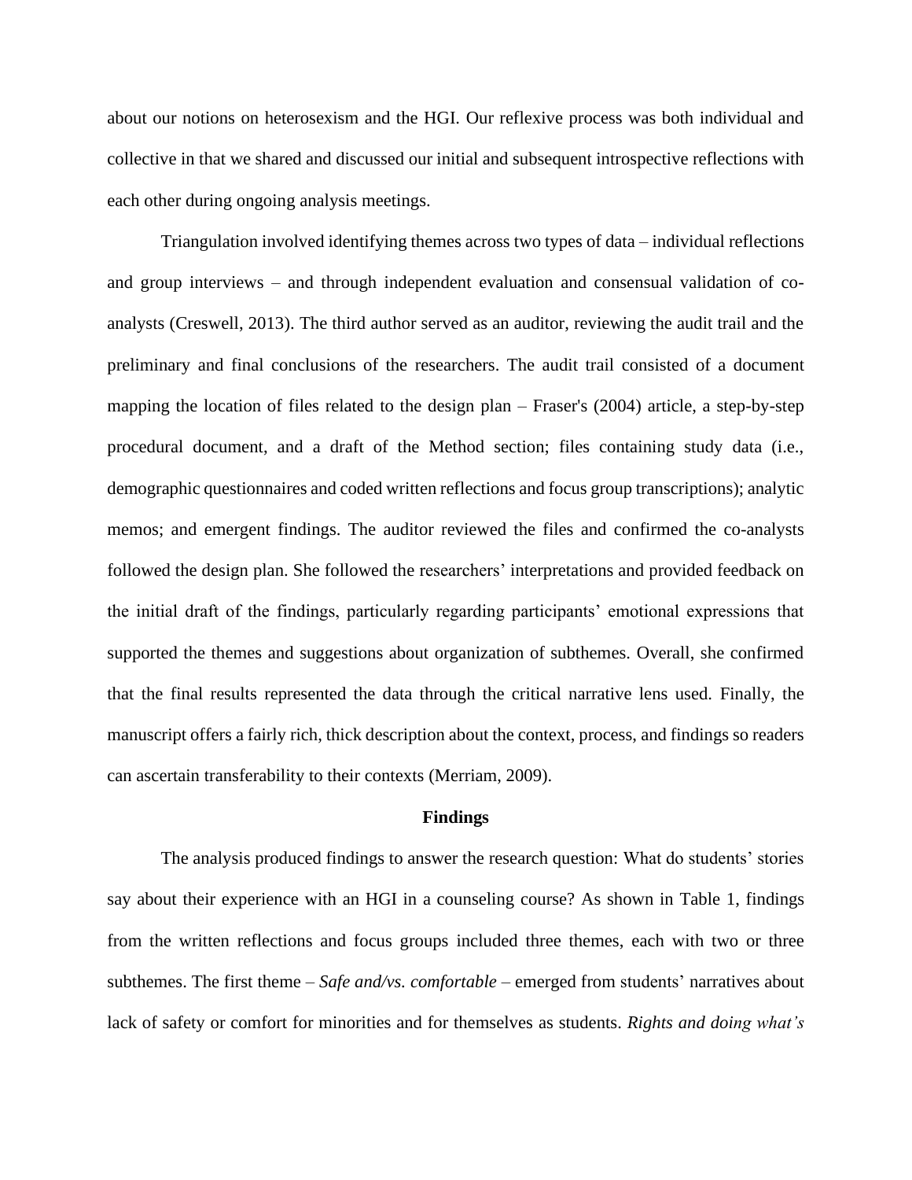about our notions on heterosexism and the HGI. Our reflexive process was both individual and collective in that we shared and discussed our initial and subsequent introspective reflections with each other during ongoing analysis meetings.

Triangulation involved identifying themes across two types of data – individual reflections and group interviews – and through independent evaluation and consensual validation of co-analysts (Creswell, 2013). The third author served as an auditor, reviewing the audit trail and the preliminary and final conclusions of the researchers. The audit trail consisted of a document mapping the location of files related to the design plan – Fraser's (2004) article, a step-by-step procedural document, and a draft of the Method section; files containing study data (i.e., demographic questionnaires and coded written reflections and focus group transcriptions); analytic memos; and emergent findings. The auditor reviewed the files and confirmed the co-analysts followed the design plan. She followed the researchers' interpretations and provided feedback on the initial draft of the findings, particularly regarding participants' emotional expressions that supported the themes and suggestions about organization of subthemes. Overall, she confirmed that the final results represented the data through the critical narrative lens used. Finally, the manuscript offers a fairly rich, thick description about the context, process, and findings so readers can ascertain transferability to their contexts (Merriam, 2009).

## Findings

The analysis produced findings to answer the research question: What do students' stories say about their experience with an HGI in a counseling course? As shown in Table 1, findings from the written reflections and focus groups included three themes, each with two or three subthemes. The first theme – *Safe and/vs. comfortable* – emerged from students' narratives about lack of safety or comfort for minorities and for themselves as students. *Rights and doing what's*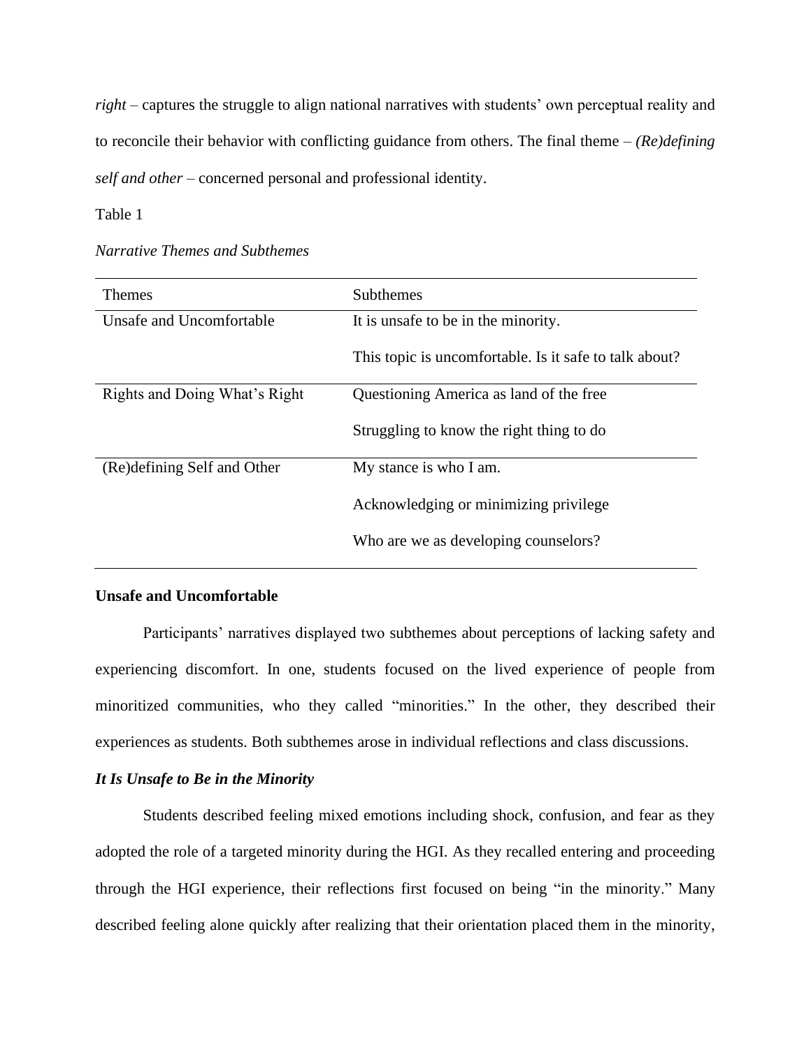*right* – captures the struggle to align national narratives with students' own perceptual reality and to reconcile their behavior with conflicting guidance from others. The final theme – *(Re)defining self and other* – concerned personal and professional identity.

Table 1

*Narrative Themes and Subthemes*

| Themes | Subthemes |
| --- | --- |
| Unsafe and Uncomfortable | It is unsafe to be in the minority. |
| | This topic is uncomfortable. Is it safe to talk about? |
| Rights and Doing What's Right | Questioning America as land of the free |
| | Struggling to know the right thing to do |
| (Re)defining Self and Other | My stance is who I am. |
| | Acknowledging or minimizing privilege |
| | Who are we as developing counselors? |

**Unsafe and Uncomfortable**

Participants' narratives displayed two subthemes about perceptions of lacking safety and experiencing discomfort. In one, students focused on the lived experience of people from minoritized communities, who they called "minorities." In the other, they described their experiences as students. Both subthemes arose in individual reflections and class discussions.

***It Is Unsafe to Be in the Minority***

Students described feeling mixed emotions including shock, confusion, and fear as they adopted the role of a targeted minority during the HGI. As they recalled entering and proceeding through the HGI experience, their reflections first focused on being "in the minority." Many described feeling alone quickly after realizing that their orientation placed them in the minority,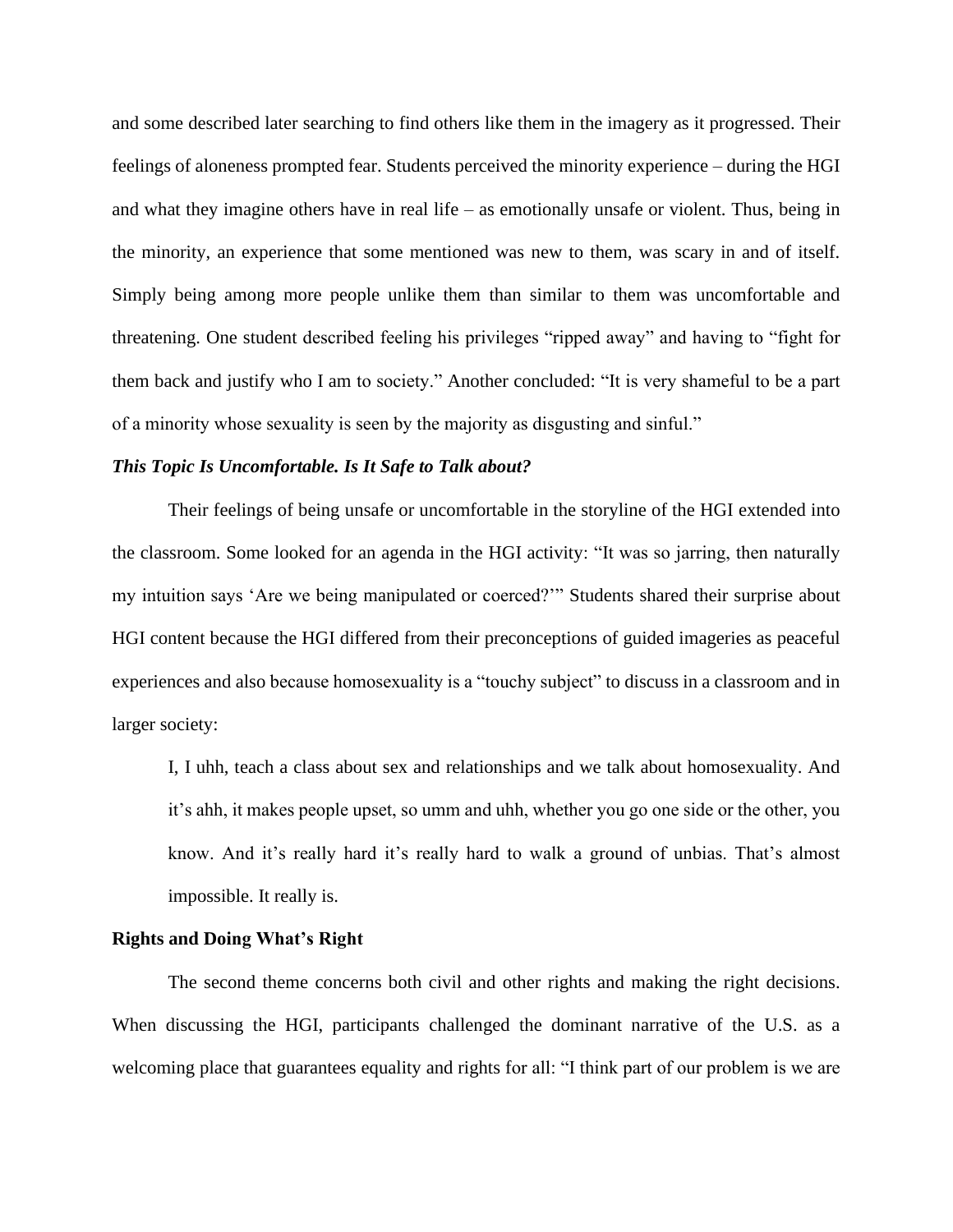and some described later searching to find others like them in the imagery as it progressed. Their feelings of aloneness prompted fear. Students perceived the minority experience – during the HGI and what they imagine others have in real life – as emotionally unsafe or violent. Thus, being in the minority, an experience that some mentioned was new to them, was scary in and of itself. Simply being among more people unlike them than similar to them was uncomfortable and threatening. One student described feeling his privileges "ripped away" and having to "fight for them back and justify who I am to society." Another concluded: "It is very shameful to be a part of a minority whose sexuality is seen by the majority as disgusting and sinful."

### *This Topic Is Uncomfortable. Is It Safe to Talk about?*

Their feelings of being unsafe or uncomfortable in the storyline of the HGI extended into the classroom. Some looked for an agenda in the HGI activity: "It was so jarring, then naturally my intuition says 'Are we being manipulated or coerced?'" Students shared their surprise about HGI content because the HGI differed from their preconceptions of guided imageries as peaceful experiences and also because homosexuality is a "touchy subject" to discuss in a classroom and in larger society:

> I, I uhh, teach a class about sex and relationships and we talk about homosexuality. And it's ahh, it makes people upset, so umm and uhh, whether you go one side or the other, you know. And it's really hard it's really hard to walk a ground of unbias. That's almost impossible. It really is.

## Rights and Doing What's Right

The second theme concerns both civil and other rights and making the right decisions. When discussing the HGI, participants challenged the dominant narrative of the U.S. as a welcoming place that guarantees equality and rights for all: "I think part of our problem is we are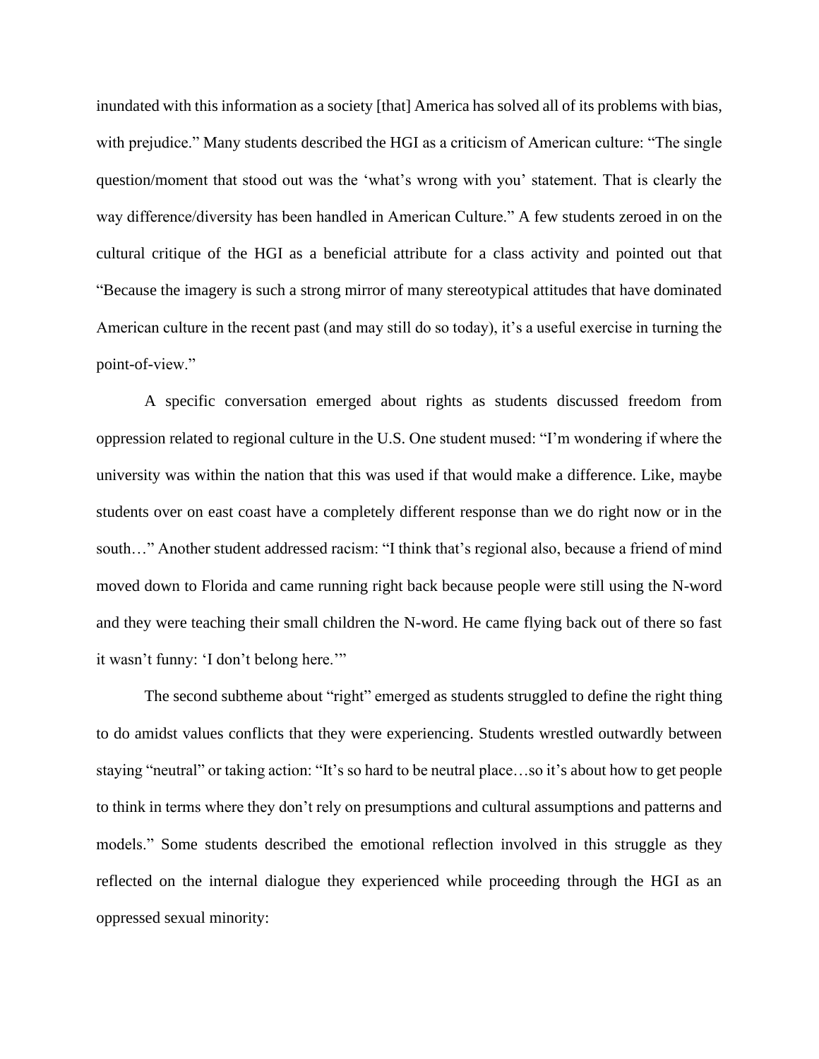inundated with this information as a society [that] America has solved all of its problems with bias, with prejudice." Many students described the HGI as a criticism of American culture: "The single question/moment that stood out was the 'what's wrong with you' statement. That is clearly the way difference/diversity has been handled in American Culture." A few students zeroed in on the cultural critique of the HGI as a beneficial attribute for a class activity and pointed out that "Because the imagery is such a strong mirror of many stereotypical attitudes that have dominated American culture in the recent past (and may still do so today), it's a useful exercise in turning the point-of-view."

A specific conversation emerged about rights as students discussed freedom from oppression related to regional culture in the U.S. One student mused: "I'm wondering if where the university was within the nation that this was used if that would make a difference. Like, maybe students over on east coast have a completely different response than we do right now or in the south…" Another student addressed racism: "I think that's regional also, because a friend of mind moved down to Florida and came running right back because people were still using the N-word and they were teaching their small children the N-word. He came flying back out of there so fast it wasn't funny: 'I don't belong here.'"

The second subtheme about "right" emerged as students struggled to define the right thing to do amidst values conflicts that they were experiencing. Students wrestled outwardly between staying "neutral" or taking action: "It's so hard to be neutral place…so it's about how to get people to think in terms where they don't rely on presumptions and cultural assumptions and patterns and models." Some students described the emotional reflection involved in this struggle as they reflected on the internal dialogue they experienced while proceeding through the HGI as an oppressed sexual minority: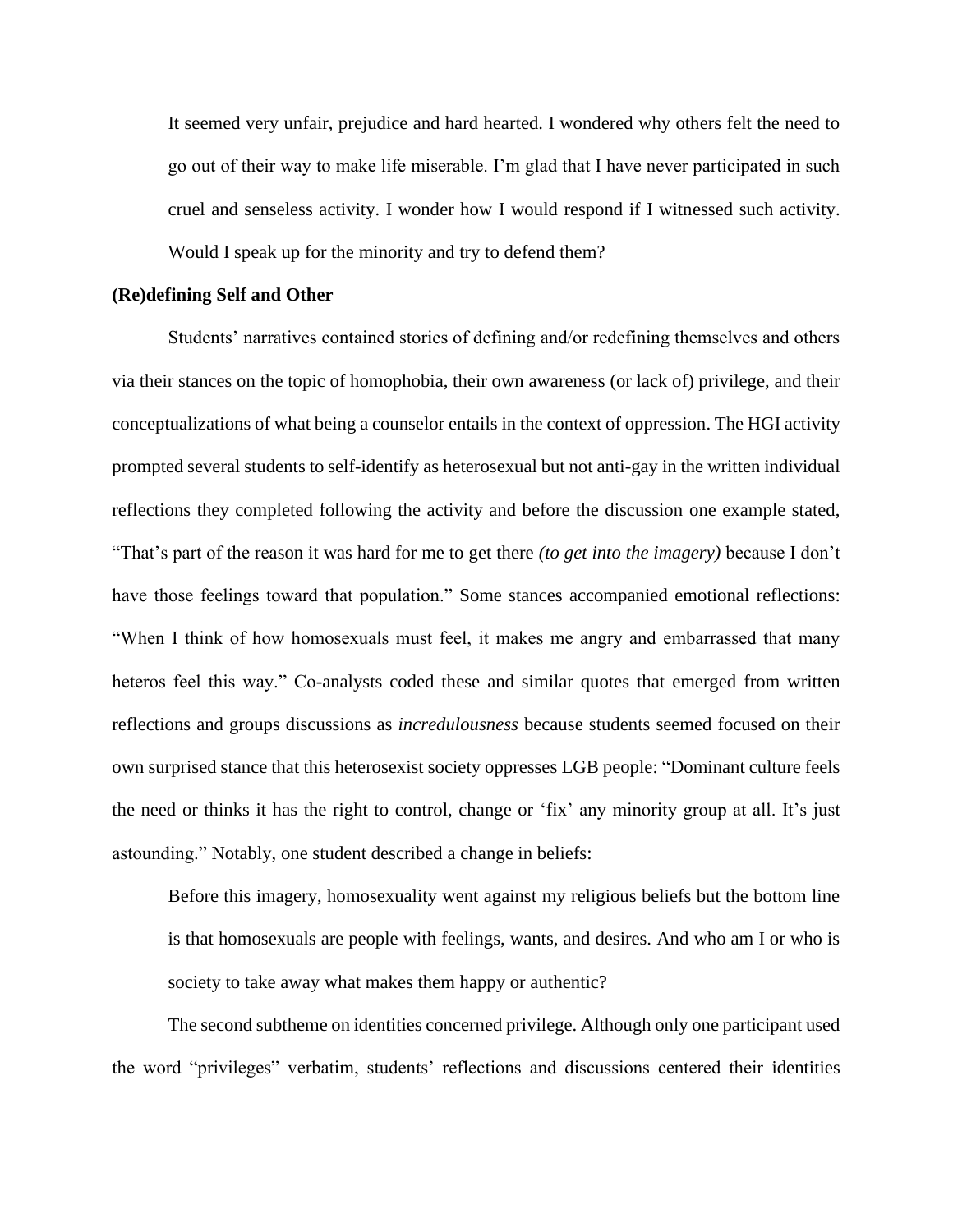> It seemed very unfair, prejudice and hard hearted. I wondered why others felt the need to go out of their way to make life miserable. I'm glad that I have never participated in such cruel and senseless activity. I wonder how I would respond if I witnessed such activity. Would I speak up for the minority and try to defend them?

**(Re)defining Self and Other**

Students' narratives contained stories of defining and/or redefining themselves and others via their stances on the topic of homophobia, their own awareness (or lack of) privilege, and their conceptualizations of what being a counselor entails in the context of oppression. The HGI activity prompted several students to self-identify as heterosexual but not anti-gay in the written individual reflections they completed following the activity and before the discussion one example stated, "That's part of the reason it was hard for me to get there *(to get into the imagery)* because I don't have those feelings toward that population." Some stances accompanied emotional reflections: "When I think of how homosexuals must feel, it makes me angry and embarrassed that many heteros feel this way." Co-analysts coded these and similar quotes that emerged from written reflections and groups discussions as *incredulousness* because students seemed focused on their own surprised stance that this heterosexist society oppresses LGB people: "Dominant culture feels the need or thinks it has the right to control, change or 'fix' any minority group at all. It's just astounding." Notably, one student described a change in beliefs:

> Before this imagery, homosexuality went against my religious beliefs but the bottom line is that homosexuals are people with feelings, wants, and desires. And who am I or who is society to take away what makes them happy or authentic?

The second subtheme on identities concerned privilege. Although only one participant used the word "privileges" verbatim, students' reflections and discussions centered their identities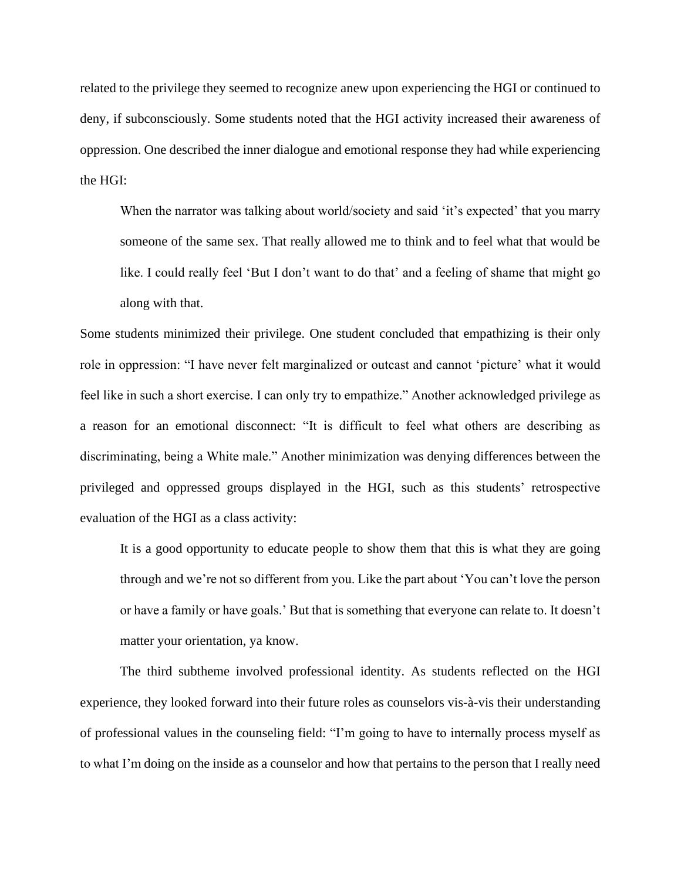related to the privilege they seemed to recognize anew upon experiencing the HGI or continued to deny, if subconsciously. Some students noted that the HGI activity increased their awareness of oppression. One described the inner dialogue and emotional response they had while experiencing the HGI:

> When the narrator was talking about world/society and said 'it's expected' that you marry someone of the same sex. That really allowed me to think and to feel what that would be like. I could really feel 'But I don't want to do that' and a feeling of shame that might go along with that.

Some students minimized their privilege. One student concluded that empathizing is their only role in oppression: "I have never felt marginalized or outcast and cannot 'picture' what it would feel like in such a short exercise. I can only try to empathize." Another acknowledged privilege as a reason for an emotional disconnect: "It is difficult to feel what others are describing as discriminating, being a White male." Another minimization was denying differences between the privileged and oppressed groups displayed in the HGI, such as this students' retrospective evaluation of the HGI as a class activity:

> It is a good opportunity to educate people to show them that this is what they are going through and we're not so different from you. Like the part about 'You can't love the person or have a family or have goals.' But that is something that everyone can relate to. It doesn't matter your orientation, ya know.

The third subtheme involved professional identity. As students reflected on the HGI experience, they looked forward into their future roles as counselors vis-à-vis their understanding of professional values in the counseling field: "I'm going to have to internally process myself as to what I'm doing on the inside as a counselor and how that pertains to the person that I really need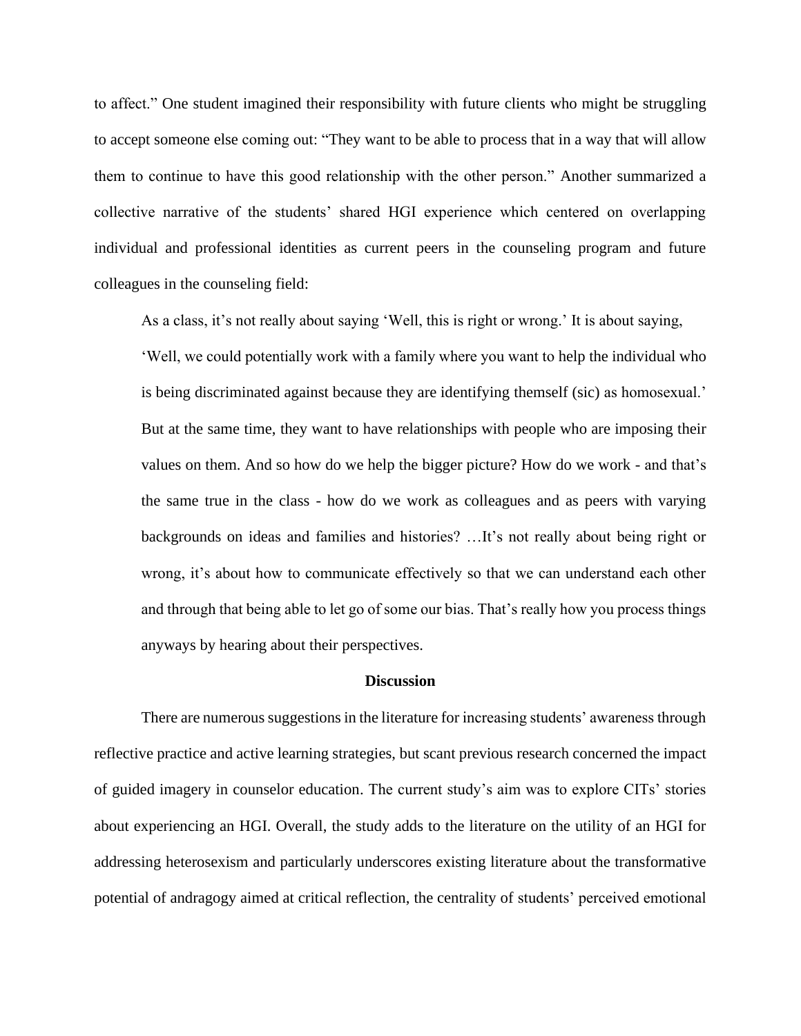to affect." One student imagined their responsibility with future clients who might be struggling to accept someone else coming out: "They want to be able to process that in a way that will allow them to continue to have this good relationship with the other person." Another summarized a collective narrative of the students' shared HGI experience which centered on overlapping individual and professional identities as current peers in the counseling program and future colleagues in the counseling field:

> As a class, it's not really about saying 'Well, this is right or wrong.' It is about saying, 'Well, we could potentially work with a family where you want to help the individual who is being discriminated against because they are identifying themself (sic) as homosexual.' But at the same time, they want to have relationships with people who are imposing their values on them. And so how do we help the bigger picture? How do we work - and that's the same true in the class - how do we work as colleagues and as peers with varying backgrounds on ideas and families and histories? …It's not really about being right or wrong, it's about how to communicate effectively so that we can understand each other and through that being able to let go of some our bias. That's really how you process things anyways by hearing about their perspectives.

## Discussion

There are numerous suggestions in the literature for increasing students' awareness through reflective practice and active learning strategies, but scant previous research concerned the impact of guided imagery in counselor education. The current study's aim was to explore CITs' stories about experiencing an HGI. Overall, the study adds to the literature on the utility of an HGI for addressing heterosexism and particularly underscores existing literature about the transformative potential of andragogy aimed at critical reflection, the centrality of students' perceived emotional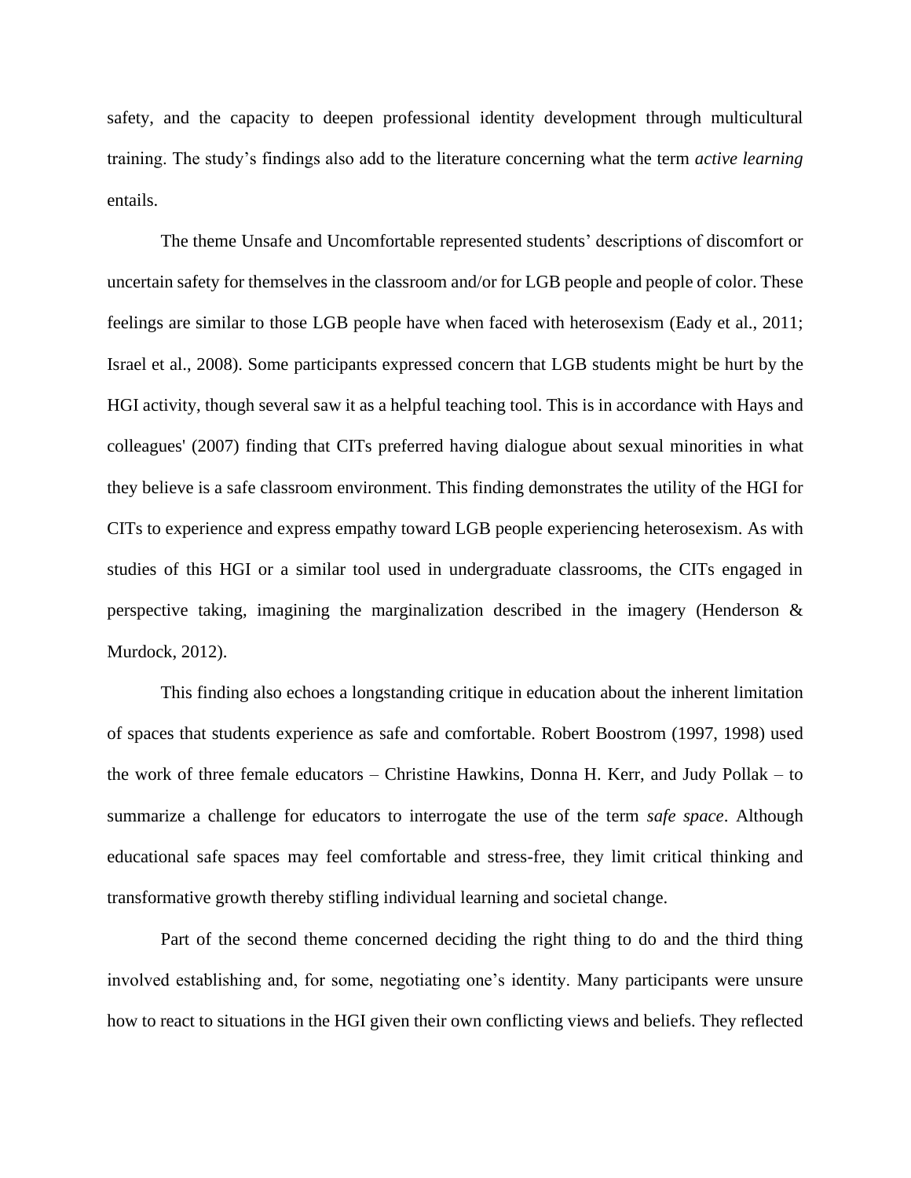safety, and the capacity to deepen professional identity development through multicultural training. The study's findings also add to the literature concerning what the term *active learning* entails.

The theme Unsafe and Uncomfortable represented students' descriptions of discomfort or uncertain safety for themselves in the classroom and/or for LGB people and people of color. These feelings are similar to those LGB people have when faced with heterosexism (Eady et al., 2011; Israel et al., 2008). Some participants expressed concern that LGB students might be hurt by the HGI activity, though several saw it as a helpful teaching tool. This is in accordance with Hays and colleagues' (2007) finding that CITs preferred having dialogue about sexual minorities in what they believe is a safe classroom environment. This finding demonstrates the utility of the HGI for CITs to experience and express empathy toward LGB people experiencing heterosexism. As with studies of this HGI or a similar tool used in undergraduate classrooms, the CITs engaged in perspective taking, imagining the marginalization described in the imagery (Henderson & Murdock, 2012).

This finding also echoes a longstanding critique in education about the inherent limitation of spaces that students experience as safe and comfortable. Robert Boostrom (1997, 1998) used the work of three female educators – Christine Hawkins, Donna H. Kerr, and Judy Pollak – to summarize a challenge for educators to interrogate the use of the term *safe space*. Although educational safe spaces may feel comfortable and stress-free, they limit critical thinking and transformative growth thereby stifling individual learning and societal change.

Part of the second theme concerned deciding the right thing to do and the third thing involved establishing and, for some, negotiating one's identity. Many participants were unsure how to react to situations in the HGI given their own conflicting views and beliefs. They reflected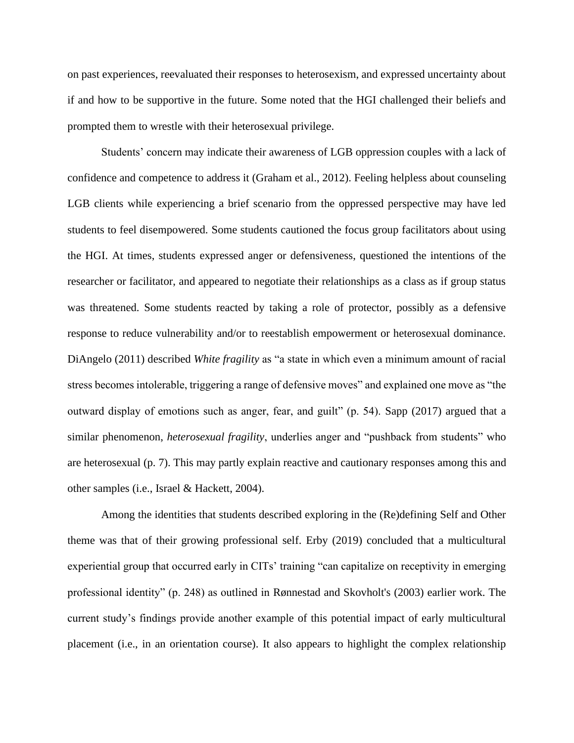on past experiences, reevaluated their responses to heterosexism, and expressed uncertainty about if and how to be supportive in the future. Some noted that the HGI challenged their beliefs and prompted them to wrestle with their heterosexual privilege.

Students' concern may indicate their awareness of LGB oppression couples with a lack of confidence and competence to address it (Graham et al., 2012). Feeling helpless about counseling LGB clients while experiencing a brief scenario from the oppressed perspective may have led students to feel disempowered. Some students cautioned the focus group facilitators about using the HGI. At times, students expressed anger or defensiveness, questioned the intentions of the researcher or facilitator, and appeared to negotiate their relationships as a class as if group status was threatened. Some students reacted by taking a role of protector, possibly as a defensive response to reduce vulnerability and/or to reestablish empowerment or heterosexual dominance. DiAngelo (2011) described *White fragility* as "a state in which even a minimum amount of racial stress becomes intolerable, triggering a range of defensive moves" and explained one move as "the outward display of emotions such as anger, fear, and guilt" (p. 54). Sapp (2017) argued that a similar phenomenon, *heterosexual fragility*, underlies anger and "pushback from students" who are heterosexual (p. 7). This may partly explain reactive and cautionary responses among this and other samples (i.e., Israel & Hackett, 2004).

Among the identities that students described exploring in the (Re)defining Self and Other theme was that of their growing professional self. Erby (2019) concluded that a multicultural experiential group that occurred early in CITs' training "can capitalize on receptivity in emerging professional identity" (p. 248) as outlined in Rønnestad and Skovholt's (2003) earlier work. The current study's findings provide another example of this potential impact of early multicultural placement (i.e., in an orientation course). It also appears to highlight the complex relationship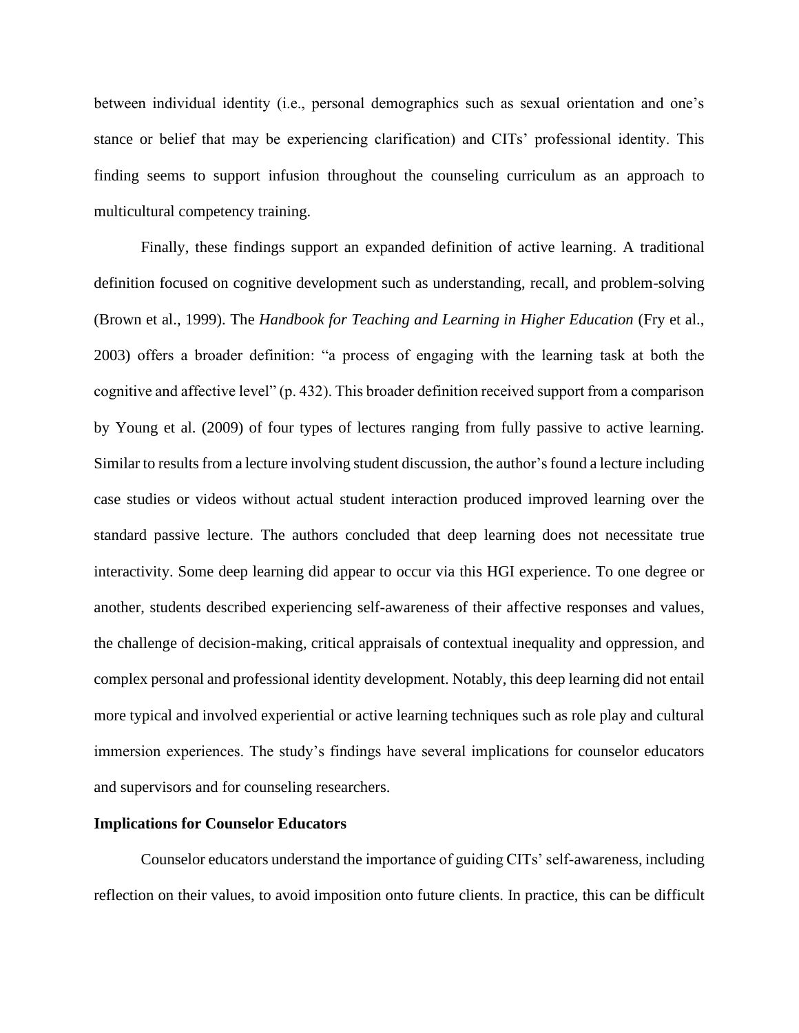between individual identity (i.e., personal demographics such as sexual orientation and one's stance or belief that may be experiencing clarification) and CITs' professional identity. This finding seems to support infusion throughout the counseling curriculum as an approach to multicultural competency training.

Finally, these findings support an expanded definition of active learning. A traditional definition focused on cognitive development such as understanding, recall, and problem-solving (Brown et al., 1999). The *Handbook for Teaching and Learning in Higher Education* (Fry et al., 2003) offers a broader definition: "a process of engaging with the learning task at both the cognitive and affective level" (p. 432). This broader definition received support from a comparison by Young et al. (2009) of four types of lectures ranging from fully passive to active learning. Similar to results from a lecture involving student discussion, the author's found a lecture including case studies or videos without actual student interaction produced improved learning over the standard passive lecture. The authors concluded that deep learning does not necessitate true interactivity. Some deep learning did appear to occur via this HGI experience. To one degree or another, students described experiencing self-awareness of their affective responses and values, the challenge of decision-making, critical appraisals of contextual inequality and oppression, and complex personal and professional identity development. Notably, this deep learning did not entail more typical and involved experiential or active learning techniques such as role play and cultural immersion experiences. The study's findings have several implications for counselor educators and supervisors and for counseling researchers.

**Implications for Counselor Educators**

Counselor educators understand the importance of guiding CITs' self-awareness, including reflection on their values, to avoid imposition onto future clients. In practice, this can be difficult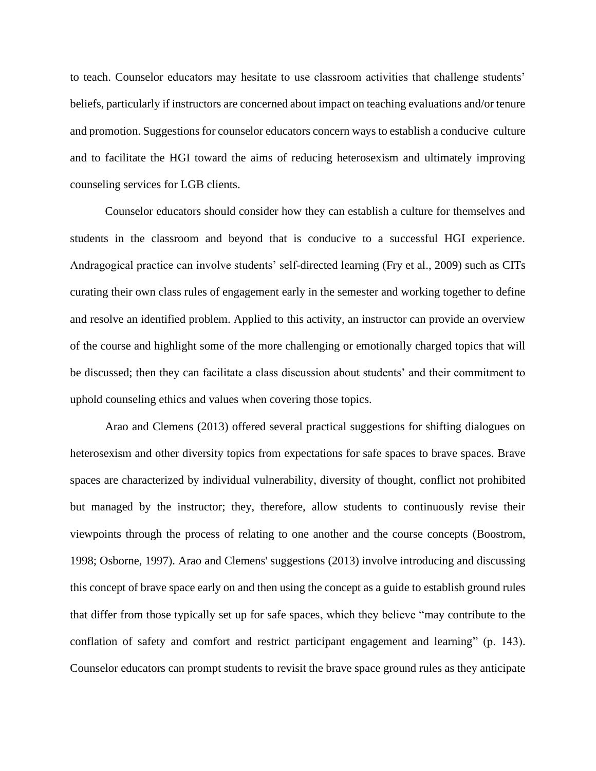to teach. Counselor educators may hesitate to use classroom activities that challenge students' beliefs, particularly if instructors are concerned about impact on teaching evaluations and/or tenure and promotion. Suggestions for counselor educators concern ways to establish a conducive culture and to facilitate the HGI toward the aims of reducing heterosexism and ultimately improving counseling services for LGB clients.

Counselor educators should consider how they can establish a culture for themselves and students in the classroom and beyond that is conducive to a successful HGI experience. Andragogical practice can involve students' self-directed learning (Fry et al., 2009) such as CITs curating their own class rules of engagement early in the semester and working together to define and resolve an identified problem. Applied to this activity, an instructor can provide an overview of the course and highlight some of the more challenging or emotionally charged topics that will be discussed; then they can facilitate a class discussion about students' and their commitment to uphold counseling ethics and values when covering those topics.

Arao and Clemens (2013) offered several practical suggestions for shifting dialogues on heterosexism and other diversity topics from expectations for safe spaces to brave spaces. Brave spaces are characterized by individual vulnerability, diversity of thought, conflict not prohibited but managed by the instructor; they, therefore, allow students to continuously revise their viewpoints through the process of relating to one another and the course concepts (Boostrom, 1998; Osborne, 1997). Arao and Clemens' suggestions (2013) involve introducing and discussing this concept of brave space early on and then using the concept as a guide to establish ground rules that differ from those typically set up for safe spaces, which they believe "may contribute to the conflation of safety and comfort and restrict participant engagement and learning" (p. 143). Counselor educators can prompt students to revisit the brave space ground rules as they anticipate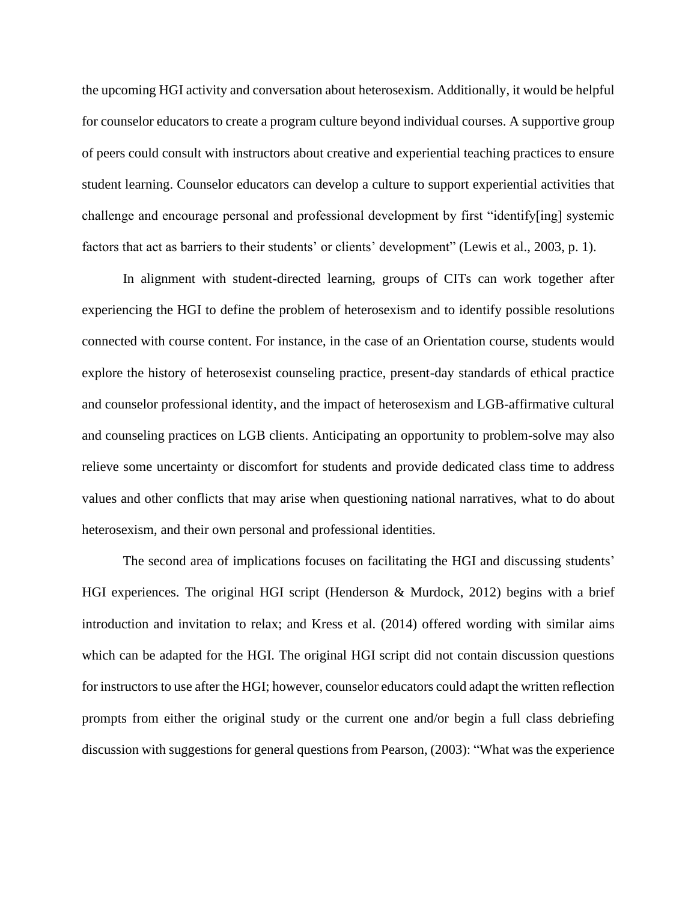the upcoming HGI activity and conversation about heterosexism. Additionally, it would be helpful for counselor educators to create a program culture beyond individual courses. A supportive group of peers could consult with instructors about creative and experiential teaching practices to ensure student learning. Counselor educators can develop a culture to support experiential activities that challenge and encourage personal and professional development by first "identify[ing] systemic factors that act as barriers to their students' or clients' development" (Lewis et al., 2003, p. 1).

In alignment with student-directed learning, groups of CITs can work together after experiencing the HGI to define the problem of heterosexism and to identify possible resolutions connected with course content. For instance, in the case of an Orientation course, students would explore the history of heterosexist counseling practice, present-day standards of ethical practice and counselor professional identity, and the impact of heterosexism and LGB-affirmative cultural and counseling practices on LGB clients. Anticipating an opportunity to problem-solve may also relieve some uncertainty or discomfort for students and provide dedicated class time to address values and other conflicts that may arise when questioning national narratives, what to do about heterosexism, and their own personal and professional identities.

The second area of implications focuses on facilitating the HGI and discussing students' HGI experiences. The original HGI script (Henderson & Murdock, 2012) begins with a brief introduction and invitation to relax; and Kress et al. (2014) offered wording with similar aims which can be adapted for the HGI. The original HGI script did not contain discussion questions for instructors to use after the HGI; however, counselor educators could adapt the written reflection prompts from either the original study or the current one and/or begin a full class debriefing discussion with suggestions for general questions from Pearson, (2003): "What was the experience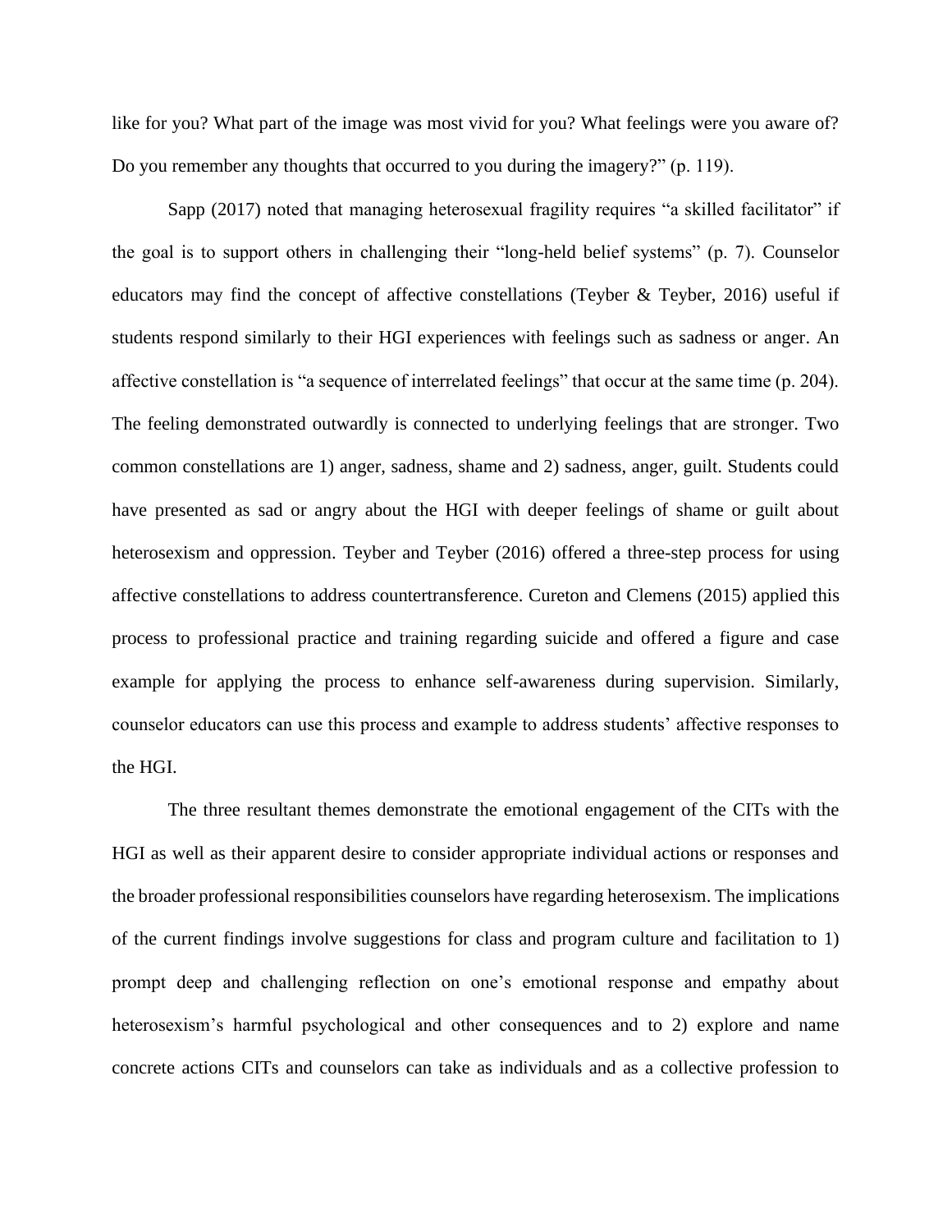like for you? What part of the image was most vivid for you? What feelings were you aware of? Do you remember any thoughts that occurred to you during the imagery?" (p. 119).

Sapp (2017) noted that managing heterosexual fragility requires "a skilled facilitator" if the goal is to support others in challenging their "long-held belief systems" (p. 7). Counselor educators may find the concept of affective constellations (Teyber & Teyber, 2016) useful if students respond similarly to their HGI experiences with feelings such as sadness or anger. An affective constellation is "a sequence of interrelated feelings" that occur at the same time (p. 204). The feeling demonstrated outwardly is connected to underlying feelings that are stronger. Two common constellations are 1) anger, sadness, shame and 2) sadness, anger, guilt. Students could have presented as sad or angry about the HGI with deeper feelings of shame or guilt about heterosexism and oppression. Teyber and Teyber (2016) offered a three-step process for using affective constellations to address countertransference. Cureton and Clemens (2015) applied this process to professional practice and training regarding suicide and offered a figure and case example for applying the process to enhance self-awareness during supervision. Similarly, counselor educators can use this process and example to address students' affective responses to the HGI.

The three resultant themes demonstrate the emotional engagement of the CITs with the HGI as well as their apparent desire to consider appropriate individual actions or responses and the broader professional responsibilities counselors have regarding heterosexism. The implications of the current findings involve suggestions for class and program culture and facilitation to 1) prompt deep and challenging reflection on one's emotional response and empathy about heterosexism's harmful psychological and other consequences and to 2) explore and name concrete actions CITs and counselors can take as individuals and as a collective profession to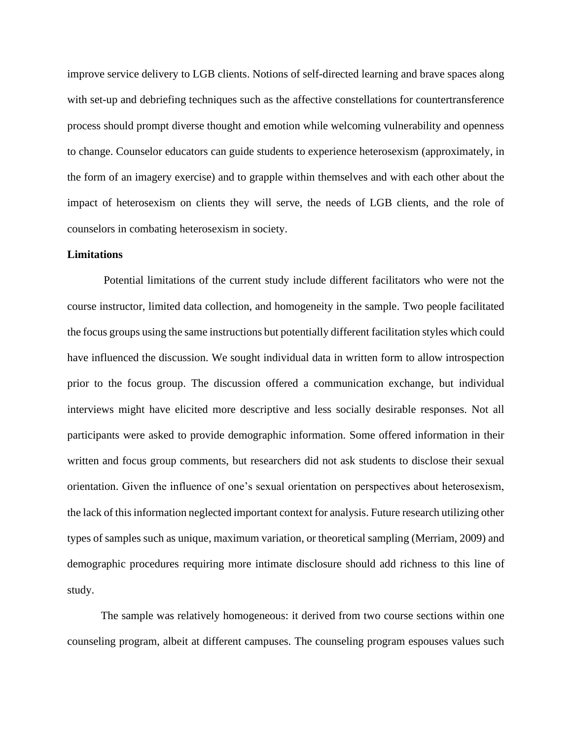improve service delivery to LGB clients. Notions of self-directed learning and brave spaces along with set-up and debriefing techniques such as the affective constellations for countertransference process should prompt diverse thought and emotion while welcoming vulnerability and openness to change. Counselor educators can guide students to experience heterosexism (approximately, in the form of an imagery exercise) and to grapple within themselves and with each other about the impact of heterosexism on clients they will serve, the needs of LGB clients, and the role of counselors in combating heterosexism in society.

**Limitations**

Potential limitations of the current study include different facilitators who were not the course instructor, limited data collection, and homogeneity in the sample. Two people facilitated the focus groups using the same instructions but potentially different facilitation styles which could have influenced the discussion. We sought individual data in written form to allow introspection prior to the focus group. The discussion offered a communication exchange, but individual interviews might have elicited more descriptive and less socially desirable responses. Not all participants were asked to provide demographic information. Some offered information in their written and focus group comments, but researchers did not ask students to disclose their sexual orientation. Given the influence of one's sexual orientation on perspectives about heterosexism, the lack of this information neglected important context for analysis. Future research utilizing other types of samples such as unique, maximum variation, or theoretical sampling (Merriam, 2009) and demographic procedures requiring more intimate disclosure should add richness to this line of study.

The sample was relatively homogeneous: it derived from two course sections within one counseling program, albeit at different campuses. The counseling program espouses values such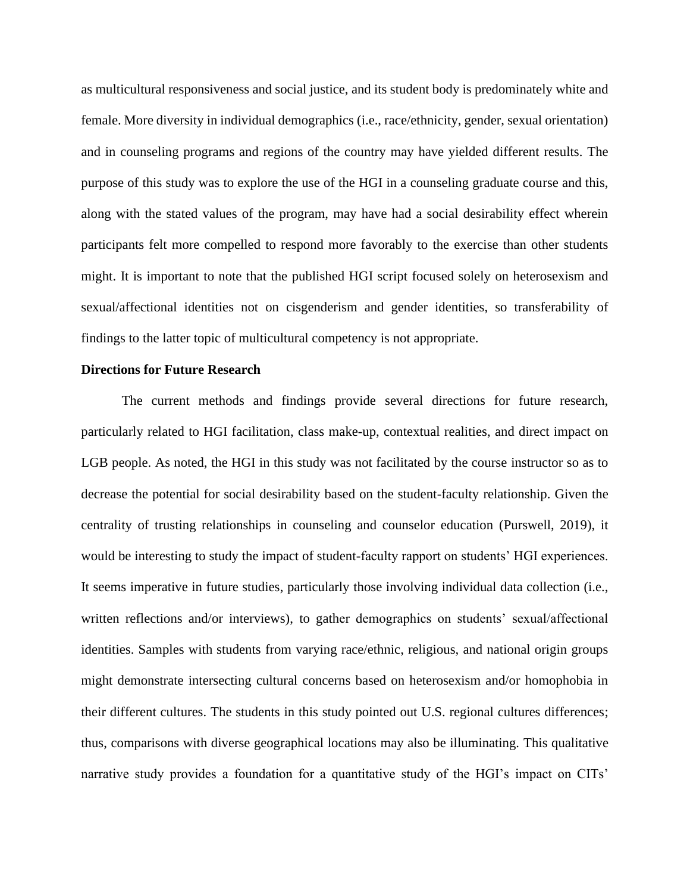as multicultural responsiveness and social justice, and its student body is predominately white and female. More diversity in individual demographics (i.e., race/ethnicity, gender, sexual orientation) and in counseling programs and regions of the country may have yielded different results. The purpose of this study was to explore the use of the HGI in a counseling graduate course and this, along with the stated values of the program, may have had a social desirability effect wherein participants felt more compelled to respond more favorably to the exercise than other students might. It is important to note that the published HGI script focused solely on heterosexism and sexual/affectional identities not on cisgenderism and gender identities, so transferability of findings to the latter topic of multicultural competency is not appropriate.

**Directions for Future Research**

The current methods and findings provide several directions for future research, particularly related to HGI facilitation, class make-up, contextual realities, and direct impact on LGB people. As noted, the HGI in this study was not facilitated by the course instructor so as to decrease the potential for social desirability based on the student-faculty relationship. Given the centrality of trusting relationships in counseling and counselor education (Purswell, 2019), it would be interesting to study the impact of student-faculty rapport on students' HGI experiences. It seems imperative in future studies, particularly those involving individual data collection (i.e., written reflections and/or interviews), to gather demographics on students' sexual/affectional identities. Samples with students from varying race/ethnic, religious, and national origin groups might demonstrate intersecting cultural concerns based on heterosexism and/or homophobia in their different cultures. The students in this study pointed out U.S. regional cultures differences; thus, comparisons with diverse geographical locations may also be illuminating. This qualitative narrative study provides a foundation for a quantitative study of the HGI's impact on CITs'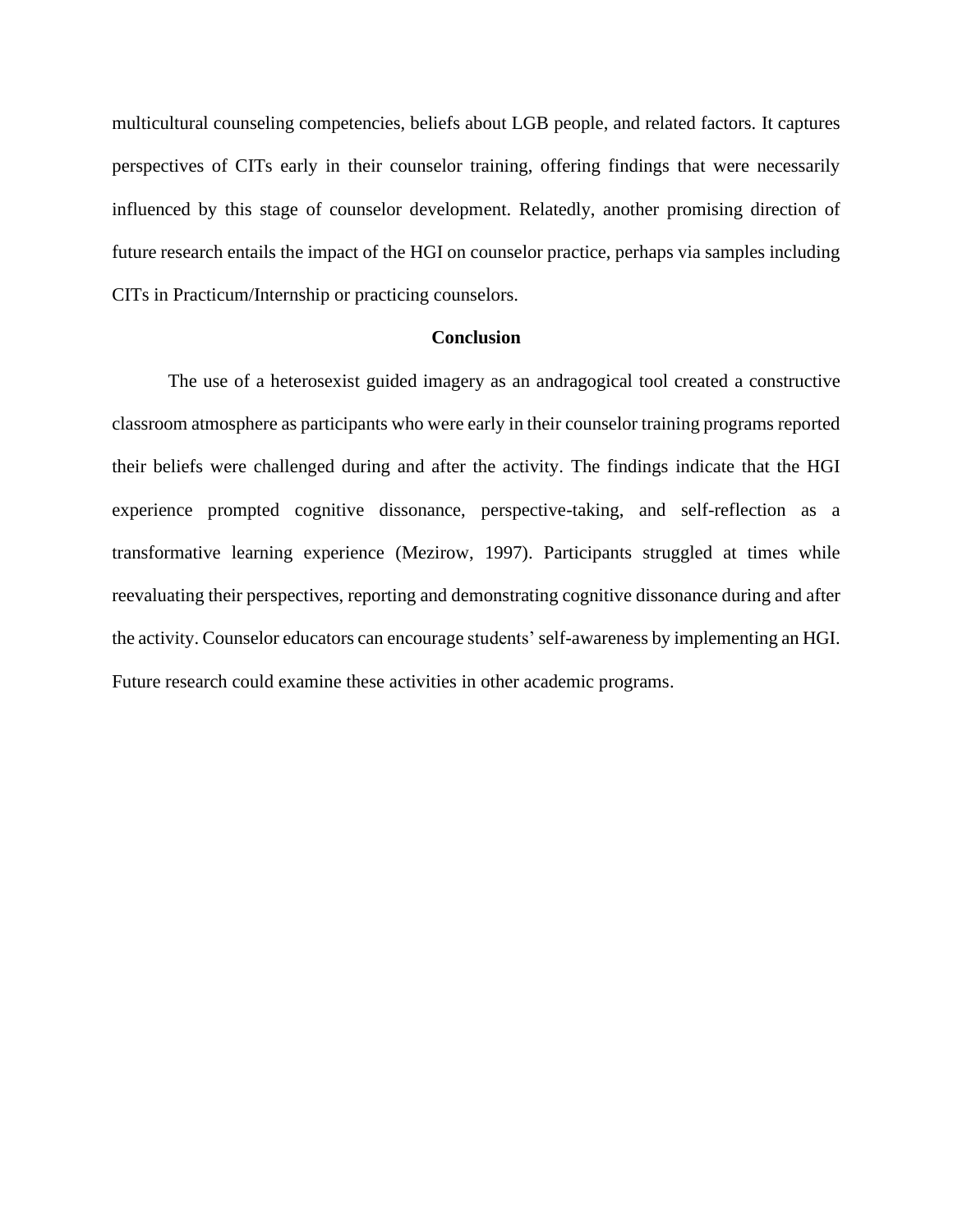multicultural counseling competencies, beliefs about LGB people, and related factors. It captures perspectives of CITs early in their counselor training, offering findings that were necessarily influenced by this stage of counselor development. Relatedly, another promising direction of future research entails the impact of the HGI on counselor practice, perhaps via samples including CITs in Practicum/Internship or practicing counselors.

## Conclusion

The use of a heterosexist guided imagery as an andragogical tool created a constructive classroom atmosphere as participants who were early in their counselor training programs reported their beliefs were challenged during and after the activity. The findings indicate that the HGI experience prompted cognitive dissonance, perspective-taking, and self-reflection as a transformative learning experience (Mezirow, 1997). Participants struggled at times while reevaluating their perspectives, reporting and demonstrating cognitive dissonance during and after the activity. Counselor educators can encourage students' self-awareness by implementing an HGI. Future research could examine these activities in other academic programs.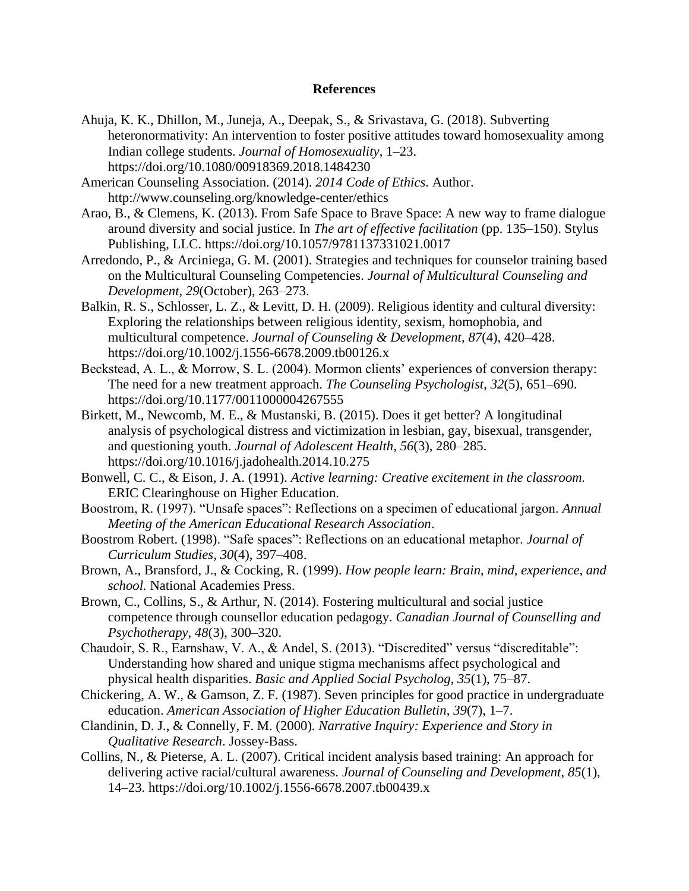**References**

Ahuja, K. K., Dhillon, M., Juneja, A., Deepak, S., & Srivastava, G. (2018). Subverting heteronormativity: An intervention to foster positive attitudes toward homosexuality among Indian college students. *Journal of Homosexuality*, 1–23. https://doi.org/10.1080/00918369.2018.1484230

American Counseling Association. (2014). *2014 Code of Ethics*. Author. http://www.counseling.org/knowledge-center/ethics

Arao, B., & Clemens, K. (2013). From Safe Space to Brave Space: A new way to frame dialogue around diversity and social justice. In *The art of effective facilitation* (pp. 135–150). Stylus Publishing, LLC. https://doi.org/10.1057/9781137331021.0017

Arredondo, P., & Arciniega, G. M. (2001). Strategies and techniques for counselor training based on the Multicultural Counseling Competencies. *Journal of Multicultural Counseling and Development*, *29*(October), 263–273.

Balkin, R. S., Schlosser, L. Z., & Levitt, D. H. (2009). Religious identity and cultural diversity: Exploring the relationships between religious identity, sexism, homophobia, and multicultural competence. *Journal of Counseling & Development*, *87*(4), 420–428. https://doi.org/10.1002/j.1556-6678.2009.tb00126.x

Beckstead, A. L., & Morrow, S. L. (2004). Mormon clients' experiences of conversion therapy: The need for a new treatment approach. *The Counseling Psychologist*, *32*(5), 651–690. https://doi.org/10.1177/0011000004267555

Birkett, M., Newcomb, M. E., & Mustanski, B. (2015). Does it get better? A longitudinal analysis of psychological distress and victimization in lesbian, gay, bisexual, transgender, and questioning youth. *Journal of Adolescent Health*, *56*(3), 280–285. https://doi.org/10.1016/j.jadohealth.2014.10.275

Bonwell, C. C., & Eison, J. A. (1991). *Active learning: Creative excitement in the classroom.* ERIC Clearinghouse on Higher Education.

Boostrom, R. (1997). "Unsafe spaces": Reflections on a specimen of educational jargon. *Annual Meeting of the American Educational Research Association*.

Boostrom Robert. (1998). "Safe spaces": Reflections on an educational metaphor. *Journal of Curriculum Studies*, *30*(4), 397–408.

Brown, A., Bransford, J., & Cocking, R. (1999). *How people learn: Brain, mind, experience, and school.* National Academies Press.

Brown, C., Collins, S., & Arthur, N. (2014). Fostering multicultural and social justice competence through counsellor education pedagogy. *Canadian Journal of Counselling and Psychotherapy*, *48*(3), 300–320.

Chaudoir, S. R., Earnshaw, V. A., & Andel, S. (2013). "Discredited" versus "discreditable": Understanding how shared and unique stigma mechanisms affect psychological and physical health disparities. *Basic and Applied Social Psycholog*, *35*(1), 75–87.

Chickering, A. W., & Gamson, Z. F. (1987). Seven principles for good practice in undergraduate education. *American Association of Higher Education Bulletin*, *39*(7), 1–7.

Clandinin, D. J., & Connelly, F. M. (2000). *Narrative Inquiry: Experience and Story in Qualitative Research*. Jossey-Bass.

Collins, N., & Pieterse, A. L. (2007). Critical incident analysis based training: An approach for delivering active racial/cultural awareness. *Journal of Counseling and Development*, *85*(1), 14–23. https://doi.org/10.1002/j.1556-6678.2007.tb00439.x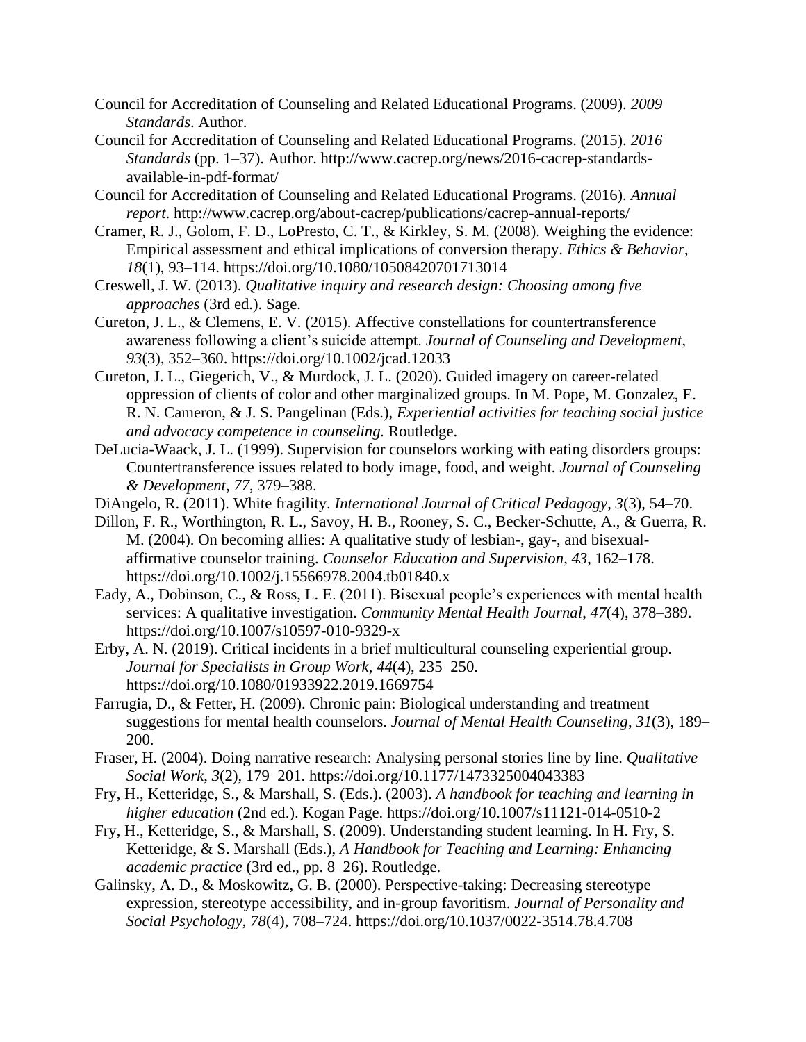Council for Accreditation of Counseling and Related Educational Programs. (2009). *2009 Standards*. Author.

Council for Accreditation of Counseling and Related Educational Programs. (2015). *2016 Standards* (pp. 1–37). Author. http://www.cacrep.org/news/2016-cacrep-standards-available-in-pdf-format/

Council for Accreditation of Counseling and Related Educational Programs. (2016). *Annual report*. http://www.cacrep.org/about-cacrep/publications/cacrep-annual-reports/

Cramer, R. J., Golom, F. D., LoPresto, C. T., & Kirkley, S. M. (2008). Weighing the evidence: Empirical assessment and ethical implications of conversion therapy. *Ethics & Behavior*, *18*(1), 93–114. https://doi.org/10.1080/10508420701713014

Creswell, J. W. (2013). *Qualitative inquiry and research design: Choosing among five approaches* (3rd ed.). Sage.

Cureton, J. L., & Clemens, E. V. (2015). Affective constellations for countertransference awareness following a client's suicide attempt. *Journal of Counseling and Development*, *93*(3), 352–360. https://doi.org/10.1002/jcad.12033

Cureton, J. L., Giegerich, V., & Murdock, J. L. (2020). Guided imagery on career-related oppression of clients of color and other marginalized groups. In M. Pope, M. Gonzalez, E. R. N. Cameron, & J. S. Pangelinan (Eds.), *Experiential activities for teaching social justice and advocacy competence in counseling.* Routledge.

DeLucia-Waack, J. L. (1999). Supervision for counselors working with eating disorders groups: Countertransference issues related to body image, food, and weight. *Journal of Counseling & Development*, *77*, 379–388.

DiAngelo, R. (2011). White fragility. *International Journal of Critical Pedagogy*, *3*(3), 54–70.

Dillon, F. R., Worthington, R. L., Savoy, H. B., Rooney, S. C., Becker-Schutte, A., & Guerra, R. M. (2004). On becoming allies: A qualitative study of lesbian-, gay-, and bisexual-affirmative counselor training. *Counselor Education and Supervision*, *43*, 162–178. https://doi.org/10.1002/j.15566978.2004.tb01840.x

Eady, A., Dobinson, C., & Ross, L. E. (2011). Bisexual people's experiences with mental health services: A qualitative investigation. *Community Mental Health Journal*, *47*(4), 378–389. https://doi.org/10.1007/s10597-010-9329-x

Erby, A. N. (2019). Critical incidents in a brief multicultural counseling experiential group. *Journal for Specialists in Group Work*, *44*(4), 235–250. https://doi.org/10.1080/01933922.2019.1669754

Farrugia, D., & Fetter, H. (2009). Chronic pain: Biological understanding and treatment suggestions for mental health counselors. *Journal of Mental Health Counseling*, *31*(3), 189–200.

Fraser, H. (2004). Doing narrative research: Analysing personal stories line by line. *Qualitative Social Work, 3*(2), 179–201. https://doi.org/10.1177/1473325004043383

Fry, H., Ketteridge, S., & Marshall, S. (Eds.). (2003). *A handbook for teaching and learning in higher education* (2nd ed.). Kogan Page. https://doi.org/10.1007/s11121-014-0510-2

Fry, H., Ketteridge, S., & Marshall, S. (2009). Understanding student learning. In H. Fry, S. Ketteridge, & S. Marshall (Eds.), *A Handbook for Teaching and Learning: Enhancing academic practice* (3rd ed., pp. 8–26). Routledge.

Galinsky, A. D., & Moskowitz, G. B. (2000). Perspective-taking: Decreasing stereotype expression, stereotype accessibility, and in-group favoritism. *Journal of Personality and Social Psychology*, *78*(4), 708–724. https://doi.org/10.1037/0022-3514.78.4.708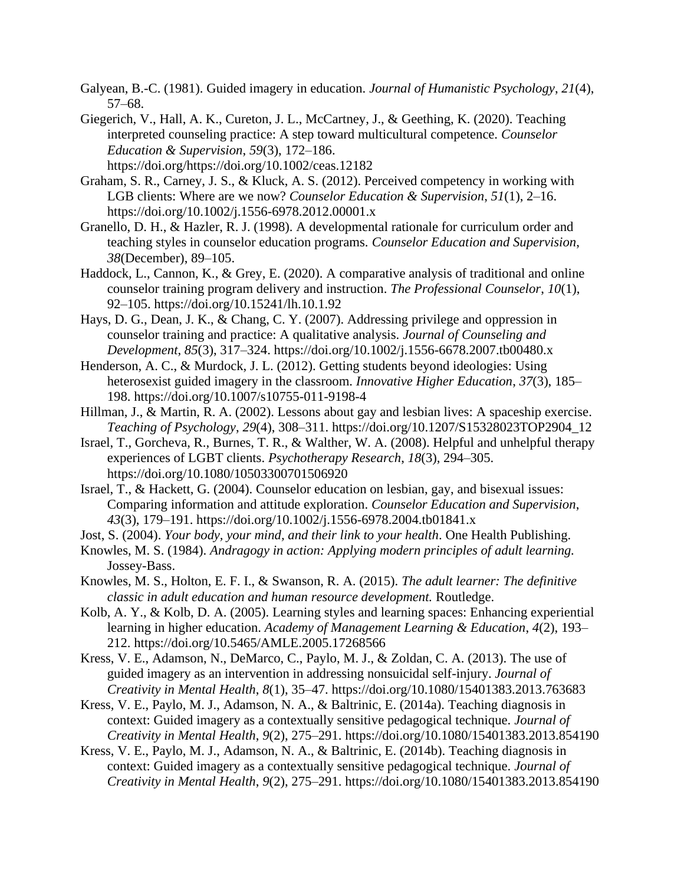Galyean, B.-C. (1981). Guided imagery in education. *Journal of Humanistic Psychology*, *21*(4), 57–68.

Giegerich, V., Hall, A. K., Cureton, J. L., McCartney, J., & Geething, K. (2020). Teaching interpreted counseling practice: A step toward multicultural competence. *Counselor Education & Supervision*, *59*(3), 172–186. https://doi.org/https://doi.org/10.1002/ceas.12182

Graham, S. R., Carney, J. S., & Kluck, A. S. (2012). Perceived competency in working with LGB clients: Where are we now? *Counselor Education & Supervision*, *51*(1), 2–16. https://doi.org/10.1002/j.1556-6978.2012.00001.x

Granello, D. H., & Hazler, R. J. (1998). A developmental rationale for curriculum order and teaching styles in counselor education programs. *Counselor Education and Supervision*, *38*(December), 89–105.

Haddock, L., Cannon, K., & Grey, E. (2020). A comparative analysis of traditional and online counselor training program delivery and instruction. *The Professional Counselor*, *10*(1), 92–105. https://doi.org/10.15241/lh.10.1.92

Hays, D. G., Dean, J. K., & Chang, C. Y. (2007). Addressing privilege and oppression in counselor training and practice: A qualitative analysis. *Journal of Counseling and Development*, *85*(3), 317–324. https://doi.org/10.1002/j.1556-6678.2007.tb00480.x

Henderson, A. C., & Murdock, J. L. (2012). Getting students beyond ideologies: Using heterosexist guided imagery in the classroom. *Innovative Higher Education*, *37*(3), 185–198. https://doi.org/10.1007/s10755-011-9198-4

Hillman, J., & Martin, R. A. (2002). Lessons about gay and lesbian lives: A spaceship exercise. *Teaching of Psychology*, *29*(4), 308–311. https://doi.org/10.1207/S15328023TOP2904_12

Israel, T., Gorcheva, R., Burnes, T. R., & Walther, W. A. (2008). Helpful and unhelpful therapy experiences of LGBT clients. *Psychotherapy Research*, *18*(3), 294–305. https://doi.org/10.1080/10503300701506920

Israel, T., & Hackett, G. (2004). Counselor education on lesbian, gay, and bisexual issues: Comparing information and attitude exploration. *Counselor Education and Supervision*, *43*(3), 179–191. https://doi.org/10.1002/j.1556-6978.2004.tb01841.x

Jost, S. (2004). *Your body, your mind, and their link to your health*. One Health Publishing.

Knowles, M. S. (1984). *Andragogy in action: Applying modern principles of adult learning.* Jossey-Bass.

Knowles, M. S., Holton, E. F. I., & Swanson, R. A. (2015). *The adult learner: The definitive classic in adult education and human resource development.* Routledge.

Kolb, A. Y., & Kolb, D. A. (2005). Learning styles and learning spaces: Enhancing experiential learning in higher education. *Academy of Management Learning & Education*, *4*(2), 193–212. https://doi.org/10.5465/AMLE.2005.17268566

Kress, V. E., Adamson, N., DeMarco, C., Paylo, M. J., & Zoldan, C. A. (2013). The use of guided imagery as an intervention in addressing nonsuicidal self-injury. *Journal of Creativity in Mental Health*, *8*(1), 35–47. https://doi.org/10.1080/15401383.2013.763683

Kress, V. E., Paylo, M. J., Adamson, N. A., & Baltrinic, E. (2014a). Teaching diagnosis in context: Guided imagery as a contextually sensitive pedagogical technique. *Journal of Creativity in Mental Health*, *9*(2), 275–291. https://doi.org/10.1080/15401383.2013.854190

Kress, V. E., Paylo, M. J., Adamson, N. A., & Baltrinic, E. (2014b). Teaching diagnosis in context: Guided imagery as a contextually sensitive pedagogical technique. *Journal of Creativity in Mental Health*, *9*(2), 275–291. https://doi.org/10.1080/15401383.2013.854190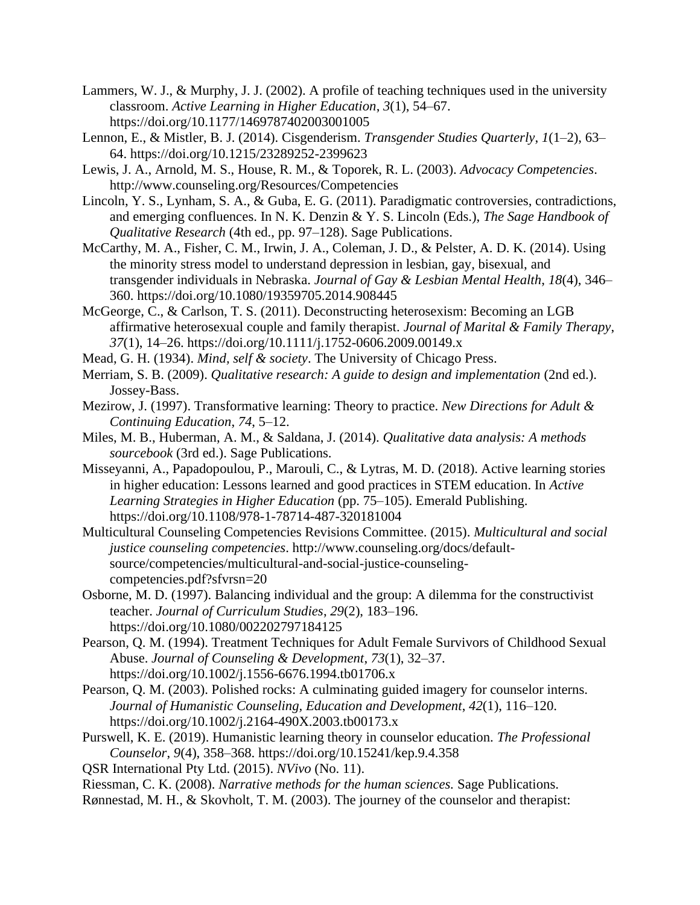Lammers, W. J., & Murphy, J. J. (2002). A profile of teaching techniques used in the university classroom. *Active Learning in Higher Education*, *3*(1), 54–67. https://doi.org/10.1177/1469787402003001005

Lennon, E., & Mistler, B. J. (2014). Cisgenderism. *Transgender Studies Quarterly*, *1*(1–2), 63–64. https://doi.org/10.1215/23289252-2399623

Lewis, J. A., Arnold, M. S., House, R. M., & Toporek, R. L. (2003). *Advocacy Competencies*. http://www.counseling.org/Resources/Competencies

Lincoln, Y. S., Lynham, S. A., & Guba, E. G. (2011). Paradigmatic controversies, contradictions, and emerging confluences. In N. K. Denzin & Y. S. Lincoln (Eds.), *The Sage Handbook of Qualitative Research* (4th ed., pp. 97–128). Sage Publications.

McCarthy, M. A., Fisher, C. M., Irwin, J. A., Coleman, J. D., & Pelster, A. D. K. (2014). Using the minority stress model to understand depression in lesbian, gay, bisexual, and transgender individuals in Nebraska. *Journal of Gay & Lesbian Mental Health*, *18*(4), 346–360. https://doi.org/10.1080/19359705.2014.908445

McGeorge, C., & Carlson, T. S. (2011). Deconstructing heterosexism: Becoming an LGB affirmative heterosexual couple and family therapist. *Journal of Marital & Family Therapy*, *37*(1), 14–26. https://doi.org/10.1111/j.1752-0606.2009.00149.x

Mead, G. H. (1934). *Mind, self & society*. The University of Chicago Press.

Merriam, S. B. (2009). *Qualitative research: A guide to design and implementation* (2nd ed.). Jossey-Bass.

Mezirow, J. (1997). Transformative learning: Theory to practice. *New Directions for Adult & Continuing Education*, *74*, 5–12.

Miles, M. B., Huberman, A. M., & Saldana, J. (2014). *Qualitative data analysis: A methods sourcebook* (3rd ed.). Sage Publications.

Misseyanni, A., Papadopoulou, P., Marouli, C., & Lytras, M. D. (2018). Active learning stories in higher education: Lessons learned and good practices in STEM education. In *Active Learning Strategies in Higher Education* (pp. 75–105). Emerald Publishing. https://doi.org/10.1108/978-1-78714-487-320181004

Multicultural Counseling Competencies Revisions Committee. (2015). *Multicultural and social justice counseling competencies*. http://www.counseling.org/docs/default-source/competencies/multicultural-and-social-justice-counseling-competencies.pdf?sfvrsn=20

Osborne, M. D. (1997). Balancing individual and the group: A dilemma for the constructivist teacher. *Journal of Curriculum Studies*, *29*(2), 183–196. https://doi.org/10.1080/002202797184125

Pearson, Q. M. (1994). Treatment Techniques for Adult Female Survivors of Childhood Sexual Abuse. *Journal of Counseling & Development*, *73*(1), 32–37. https://doi.org/10.1002/j.1556-6676.1994.tb01706.x

Pearson, Q. M. (2003). Polished rocks: A culminating guided imagery for counselor interns. *Journal of Humanistic Counseling, Education and Development*, *42*(1), 116–120. https://doi.org/10.1002/j.2164-490X.2003.tb00173.x

Purswell, K. E. (2019). Humanistic learning theory in counselor education. *The Professional Counselor*, *9*(4), 358–368. https://doi.org/10.15241/kep.9.4.358

QSR International Pty Ltd. (2015). *NVivo* (No. 11).

Riessman, C. K. (2008). *Narrative methods for the human sciences.* Sage Publications.

Rønnestad, M. H., & Skovholt, T. M. (2003). The journey of the counselor and therapist: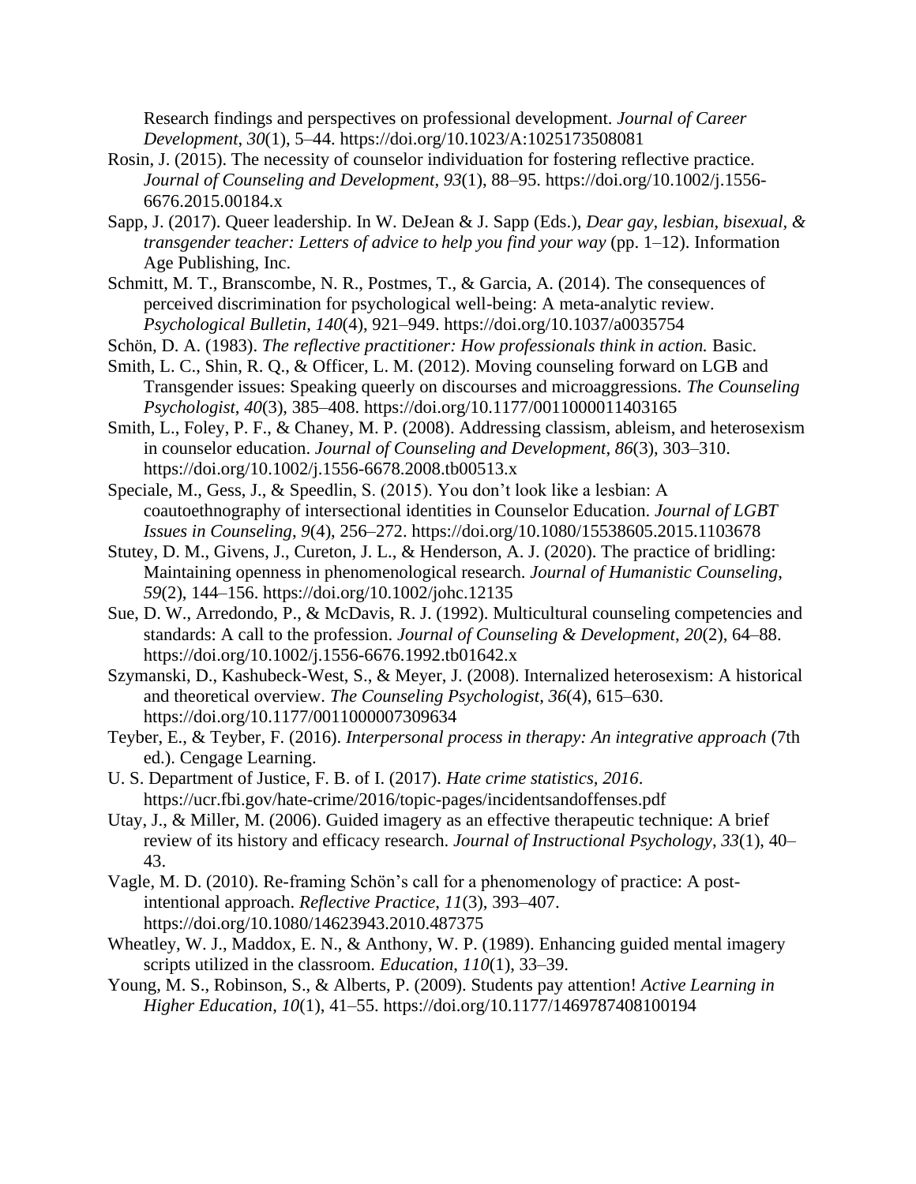Research findings and perspectives on professional development. *Journal of Career Development*, *30*(1), 5–44. https://doi.org/10.1023/A:1025173508081

Rosin, J. (2015). The necessity of counselor individuation for fostering reflective practice. *Journal of Counseling and Development*, *93*(1), 88–95. https://doi.org/10.1002/j.1556-6676.2015.00184.x

Sapp, J. (2017). Queer leadership. In W. DeJean & J. Sapp (Eds.), *Dear gay, lesbian, bisexual, & transgender teacher: Letters of advice to help you find your way* (pp. 1–12). Information Age Publishing, Inc.

Schmitt, M. T., Branscombe, N. R., Postmes, T., & Garcia, A. (2014). The consequences of perceived discrimination for psychological well-being: A meta-analytic review. *Psychological Bulletin*, *140*(4), 921–949. https://doi.org/10.1037/a0035754

Schön, D. A. (1983). *The reflective practitioner: How professionals think in action.* Basic.

Smith, L. C., Shin, R. Q., & Officer, L. M. (2012). Moving counseling forward on LGB and Transgender issues: Speaking queerly on discourses and microaggressions. *The Counseling Psychologist*, *40*(3), 385–408. https://doi.org/10.1177/0011000011403165

Smith, L., Foley, P. F., & Chaney, M. P. (2008). Addressing classism, ableism, and heterosexism in counselor education. *Journal of Counseling and Development*, *86*(3), 303–310. https://doi.org/10.1002/j.1556-6678.2008.tb00513.x

Speciale, M., Gess, J., & Speedlin, S. (2015). You don't look like a lesbian: A coautoethnography of intersectional identities in Counselor Education. *Journal of LGBT Issues in Counseling*, *9*(4), 256–272. https://doi.org/10.1080/15538605.2015.1103678

Stutey, D. M., Givens, J., Cureton, J. L., & Henderson, A. J. (2020). The practice of bridling: Maintaining openness in phenomenological research. *Journal of Humanistic Counseling*, *59*(2), 144–156. https://doi.org/10.1002/johc.12135

Sue, D. W., Arredondo, P., & McDavis, R. J. (1992). Multicultural counseling competencies and standards: A call to the profession. *Journal of Counseling & Development*, *20*(2), 64–88. https://doi.org/10.1002/j.1556-6676.1992.tb01642.x

Szymanski, D., Kashubeck-West, S., & Meyer, J. (2008). Internalized heterosexism: A historical and theoretical overview. *The Counseling Psychologist*, *36*(4), 615–630. https://doi.org/10.1177/0011000007309634

Teyber, E., & Teyber, F. (2016). *Interpersonal process in therapy: An integrative approach* (7th ed.). Cengage Learning.

U. S. Department of Justice, F. B. of I. (2017). *Hate crime statistics, 2016*. https://ucr.fbi.gov/hate-crime/2016/topic-pages/incidentsandoffenses.pdf

Utay, J., & Miller, M. (2006). Guided imagery as an effective therapeutic technique: A brief review of its history and efficacy research. *Journal of Instructional Psychology*, *33*(1), 40–43.

Vagle, M. D. (2010). Re-framing Schön's call for a phenomenology of practice: A post-intentional approach. *Reflective Practice*, *11*(3), 393–407. https://doi.org/10.1080/14623943.2010.487375

Wheatley, W. J., Maddox, E. N., & Anthony, W. P. (1989). Enhancing guided mental imagery scripts utilized in the classroom. *Education*, *110*(1), 33–39.

Young, M. S., Robinson, S., & Alberts, P. (2009). Students pay attention! *Active Learning in Higher Education*, *10*(1), 41–55. https://doi.org/10.1177/1469787408100194